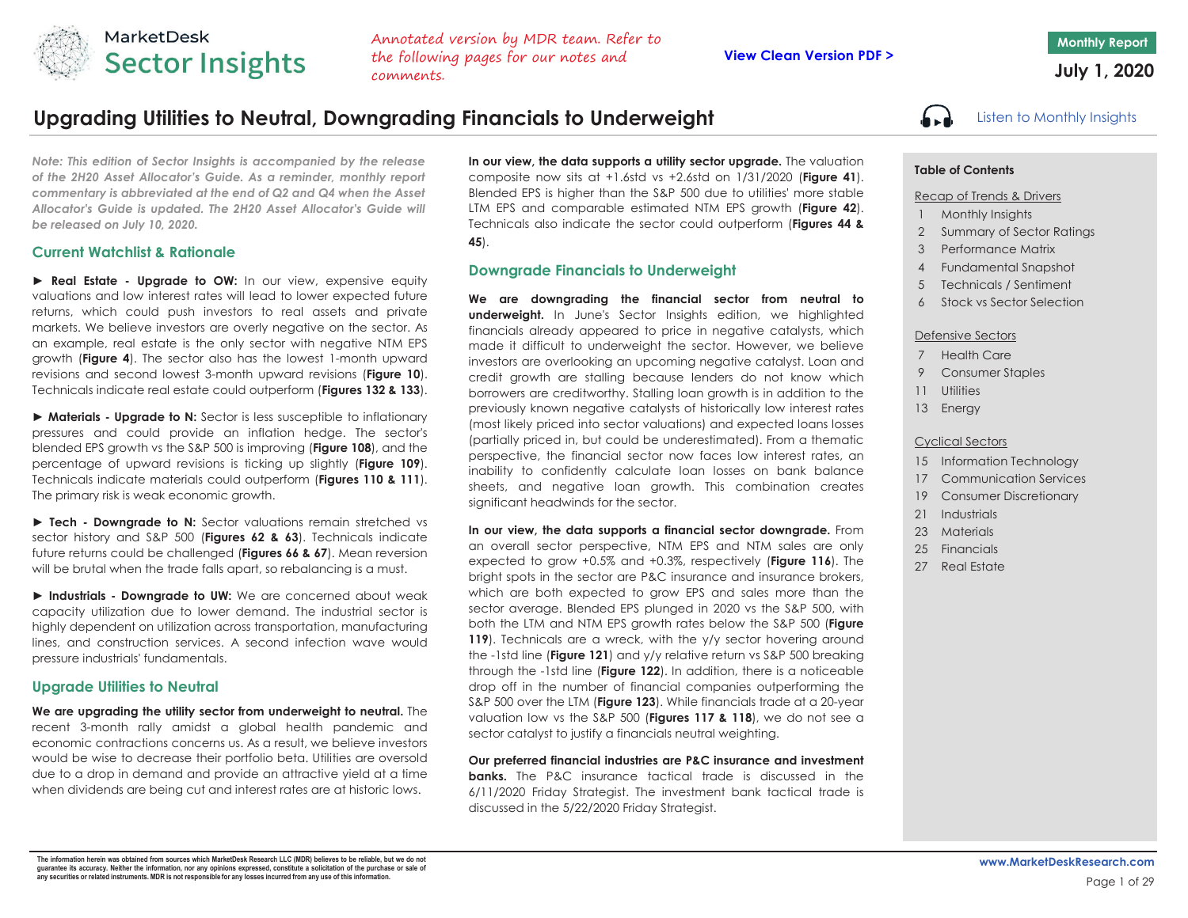MarketDesk Sector Insights

*Annotated version by MDR team. Refer to the following pages for our notes and comments.*

View Clean Version PDF >

Monthly Report

**July 1, 2020**

# Upgrading Utilities to Neutral, Downgrading Financials to Underweight

Listen to Monthly Insights

***Note: This edition of Sector Insights is accompanied by the release of the 2H20 Asset Allocator's Guide. As a reminder, monthly report commentary is abbreviated at the end of Q2 and Q4 when the Asset Allocator's Guide is updated. The 2H20 Asset Allocator's Guide will be released on July 10, 2020.***

## Current Watchlist & Rationale

► **Real Estate - Upgrade to OW:** In our view, expensive equity valuations and low interest rates will lead to lower expected future returns, which could push investors to real assets and private markets. We believe investors are overly negative on the sector. As an example, real estate is the only sector with negative NTM EPS growth (**Figure 4**). The sector also has the lowest 1-month upward revisions and second lowest 3-month upward revisions (**Figure 10**). Technicals indicate real estate could outperform (**Figures 132 & 133**).

► **Materials - Upgrade to N:** Sector is less susceptible to inflationary pressures and could provide an inflation hedge. The sector's blended EPS growth vs the S&P 500 is improving (**Figure 108**), and the percentage of upward revisions is ticking up slightly (**Figure 109**). Technicals indicate materials could outperform (**Figures 110 & 111**). The primary risk is weak economic growth.

► **Tech - Downgrade to N:** Sector valuations remain stretched vs sector history and S&P 500 (**Figures 62 & 63**). Technicals indicate future returns could be challenged (**Figures 66 & 67**). Mean reversion will be brutal when the trade falls apart, so rebalancing is a must.

► **Industrials - Downgrade to UW:** We are concerned about weak capacity utilization due to lower demand. The industrial sector is highly dependent on utilization across transportation, manufacturing lines, and construction services. A second infection wave would pressure industrials' fundamentals.

## Upgrade Utilities to Neutral

**We are upgrading the utility sector from underweight to neutral.** The recent 3-month rally amidst a global health pandemic and economic contractions concerns us. As a result, we believe investors would be wise to decrease their portfolio beta. Utilities are oversold due to a drop in demand and provide an attractive yield at a time when dividends are being cut and interest rates are at historic lows.

**In our view, the data supports a utility sector upgrade.** The valuation composite now sits at +1.6std vs +2.6std on 1/31/2020 (**Figure 41**). Blended EPS is higher than the S&P 500 due to utilities' more stable LTM EPS and comparable estimated NTM EPS growth (**Figure 42**). Technicals also indicate the sector could outperform (**Figures 44 & 45**).

## Downgrade Financials to Underweight

**We are downgrading the financial sector from neutral to underweight.** In June's Sector Insights edition, we highlighted financials already appeared to price in negative catalysts, which made it difficult to underweight the sector. However, we believe investors are overlooking an upcoming negative catalyst. Loan and credit growth are stalling because lenders do not know which borrowers are creditworthy. Stalling loan growth is in addition to the previously known negative catalysts of historically low interest rates (most likely priced into sector valuations) and expected loans losses (partially priced in, but could be underestimated). From a thematic perspective, the financial sector now faces low interest rates, an inability to confidently calculate loan losses on bank balance sheets, and negative loan growth. This combination creates significant headwinds for the sector.

**In our view, the data supports a financial sector downgrade.** From an overall sector perspective, NTM EPS and NTM sales are only expected to grow +0.5% and +0.3%, respectively (**Figure 116**). The bright spots in the sector are P&C insurance and insurance brokers, which are both expected to grow EPS and sales more than the sector average. Blended EPS plunged in 2020 vs the S&P 500, with both the LTM and NTM EPS growth rates below the S&P 500 (**Figure 119**). Technicals are a wreck, with the y/y sector hovering around the -1std line (**Figure 121**) and y/y relative return vs S&P 500 breaking through the -1std line (**Figure 122**). In addition, there is a noticeable drop off in the number of financial companies outperforming the S&P 500 over the LTM (**Figure 123**). While financials trade at a 20-year valuation low vs the S&P 500 (**Figures 117 & 118**), we do not see a sector catalyst to justify a financials neutral weighting.

**Our preferred financial industries are P&C insurance and investment banks.** The P&C insurance tactical trade is discussed in the 6/11/2020 Friday Strategist. The investment bank tactical trade is discussed in the 5/22/2020 Friday Strategist.

**Table of Contents**

Recap of Trends & Drivers

- 1 Monthly Insights
- 2 Summary of Sector Ratings
- 3 Performance Matrix
- 4 Fundamental Snapshot
- 5 Technicals / Sentiment
- 6 Stock vs Sector Selection

Defensive Sectors

- 7 Health Care
- 9 Consumer Staples
- 11 Utilities
- 13 Energy

Cyclical Sectors

- 15 Information Technology
- 17 Communication Services
- 19 Consumer Discretionary
- 21 Industrials
- 23 Materials
- 25 Financials
- 27 Real Estate

The information herein was obtained from sources which MarketDesk Research LLC (MDR) believes to be reliable, but we do not guarantee its accuracy. Neither the information, nor any opinions expressed, constitute a solicitation of the purchase or sale of any securities or related instruments. MDR is not responsible for any losses incurred from any use of this information.

www.MarketDeskResearch.com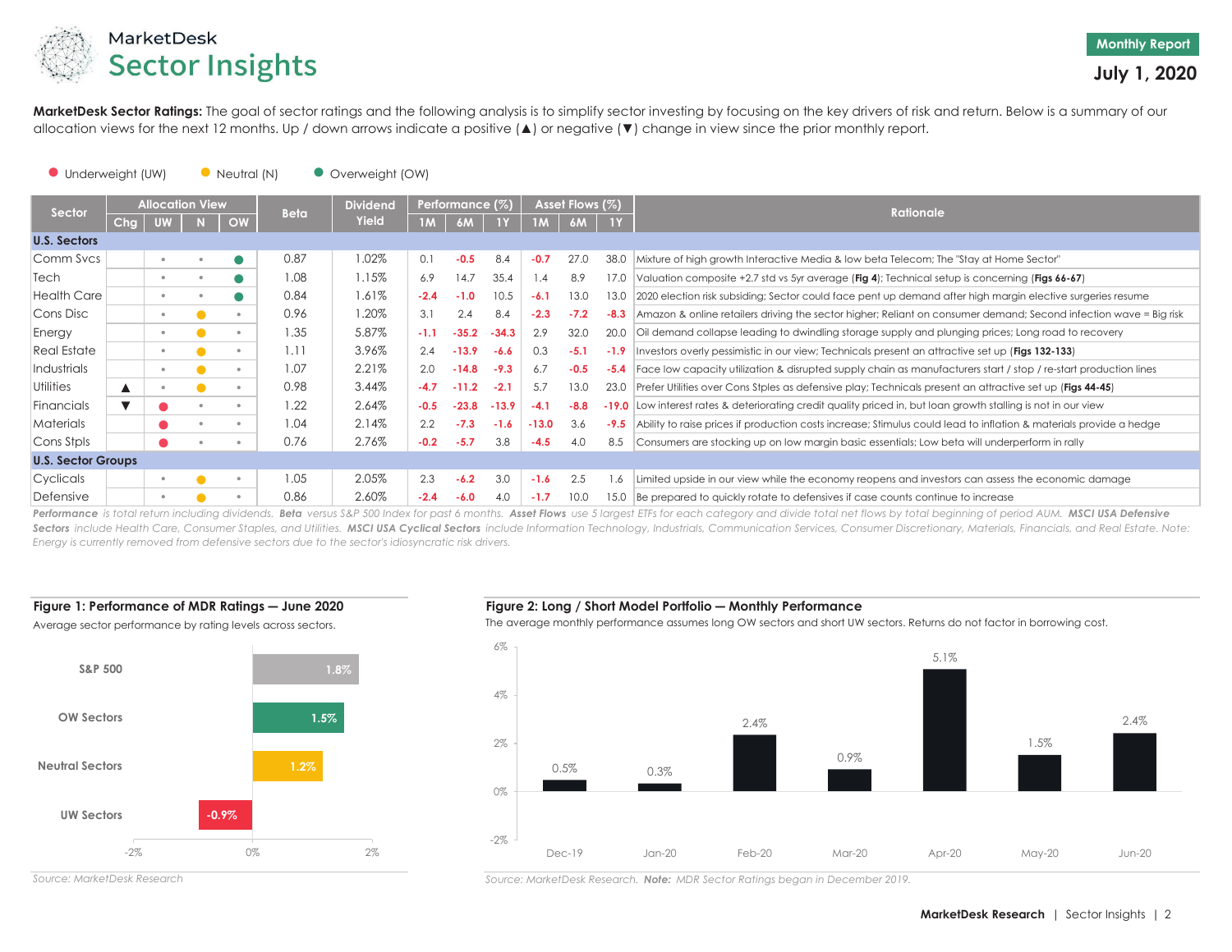# MarketDesk Sector Insights

**Monthly Report**
**July 1, 2020**

**MarketDesk Sector Ratings:** The goal of sector ratings and the following analysis is to simplify sector investing by focusing on the key drivers of risk and return. Below is a summary of our allocation views for the next 12 months. Up / down arrows indicate a positive (▲) or negative (▼) change in view since the prior monthly report.

● Underweight (UW) ● Neutral (N) ● Overweight (OW)

| Sector | Allocation View | | | | Beta | Dividend Yield | Performance (%) | | | Asset Flows (%) | | | Rationale |
|---|---|---|---|---|---|---|---|---|---|---|---|---|---|
| | Chg | UW | N | OW | | | 1M | 6M | 1Y | 1M | 6M | 1Y | |
| **U.S. Sectors** | | | | | | | | | | | | | |
| Comm Svcs | | | | ● | 0.87 | 1.02% | 0.1 | -0.5 | 8.4 | -0.7 | 27.0 | 38.0 | Mixture of high growth Interactive Media & low beta Telecom; The "Stay at Home Sector" |
| Tech | | | | ● | 1.08 | 1.15% | 6.9 | 14.7 | 35.4 | 1.4 | 8.9 | 17.0 | Valuation composite +2.7 std vs 5yr average (**Fig 4**); Technical setup is concerning (**Figs 66-67**) |
| Health Care | | | | ● | 0.84 | 1.61% | -2.4 | -1.0 | 10.5 | -6.1 | 13.0 | 13.0 | 2020 election risk subsiding; Sector could face pent up demand after high margin elective surgeries resume |
| Cons Disc | | | ● | | 0.96 | 1.20% | 3.1 | 2.4 | 8.4 | -2.3 | -7.2 | -8.3 | Amazon & online retailers driving the sector higher; Reliant on consumer demand; Second infection wave = Big risk |
| Energy | | | ● | | 1.35 | 5.87% | -1.1 | -35.2 | -34.3 | 2.9 | 32.0 | 20.0 | Oil demand collapse leading to dwindling storage supply and plunging prices; Long road to recovery |
| Real Estate | | | ● | | 1.11 | 3.96% | 2.4 | -13.9 | -6.6 | 0.3 | -5.1 | -1.9 | Investors overly pessimistic in our view; Technicals present an attractive set up (**Figs 132-133**) |
| Industrials | | | ● | | 1.07 | 2.21% | 2.0 | -14.8 | -9.3 | 6.7 | -0.5 | -5.4 | Face low capacity utilization & disrupted supply chain as manufacturers start / stop / re-start production lines |
| Utilities | ▲ | | ● | | 0.98 | 3.44% | -4.7 | -11.2 | -2.1 | 5.7 | 13.0 | 23.0 | Prefer Utilities over Cons Stples as defensive play; Technicals present an attractive set up (**Figs 44-45**) |
| Financials | ▼ | ● | | | 1.22 | 2.64% | -0.5 | -23.8 | -13.9 | -4.1 | -8.8 | -19.0 | Low interest rates & deteriorating credit quality priced in, but loan growth stalling is not in our view |
| Materials | | ● | | | 1.04 | 2.14% | 2.2 | -7.3 | -1.6 | -13.0 | 3.6 | -9.5 | Ability to raise prices if production costs increase; Stimulus could lead to inflation & materials provide a hedge |
| Cons Stpls | | ● | | | 0.76 | 2.76% | -0.2 | -5.7 | 3.8 | -4.5 | 4.0 | 8.5 | Consumers are stocking up on low margin basic essentials; Low beta will underperform in rally |
| **U.S. Sector Groups** | | | | | | | | | | | | | |
| Cyclicals | | | ● | | 1.05 | 2.05% | 2.3 | -6.2 | 3.0 | -1.6 | 2.5 | 1.6 | Limited upside in our view while the economy reopens and investors can assess the economic damage |
| Defensive | | | ● | | 0.86 | 2.60% | -2.4 | -6.0 | 4.0 | -1.7 | 10.0 | 15.0 | Be prepared to quickly rotate to defensives if case counts continue to increase |

*__Performance__ is total return including dividends. __Beta__ versus S&P 500 Index for past 6 months. __Asset Flows__ use 5 largest ETFs for each category and divide total net flows by total beginning of period AUM. __MSCI USA Defensive Sectors__ include Health Care, Consumer Staples, and Utilities. __MSCI USA Cyclical Sectors__ include Information Technology, Industrials, Communication Services, Consumer Discretionary, Materials, Financials, and Real Estate. Note: Energy is currently removed from defensive sectors due to the sector's idiosyncratic risk drivers.*

**Figure 1: Performance of MDR Ratings — June 2020**

Average sector performance by rating levels across sectors.

| Category | Performance |
|---|---|
| S&P 500 | 1.8% |
| OW Sectors | 1.5% |
| Neutral Sectors | 1.2% |
| UW Sectors | -0.9% |

*Source: MarketDesk Research*

**Figure 2: Long / Short Model Portfolio — Monthly Performance**

The average monthly performance assumes long OW sectors and short UW sectors. Returns do not factor in borrowing cost.

| Month | Performance |
|---|---|
| Dec-19 | 0.5% |
| Jan-20 | 0.3% |
| Feb-20 | 2.4% |
| Mar-20 | 0.9% |
| Apr-20 | 5.1% |
| May-20 | 1.5% |
| Jun-20 | 2.4% |

*Source: MarketDesk Research. __Note:__ MDR Sector Ratings began in December 2019.*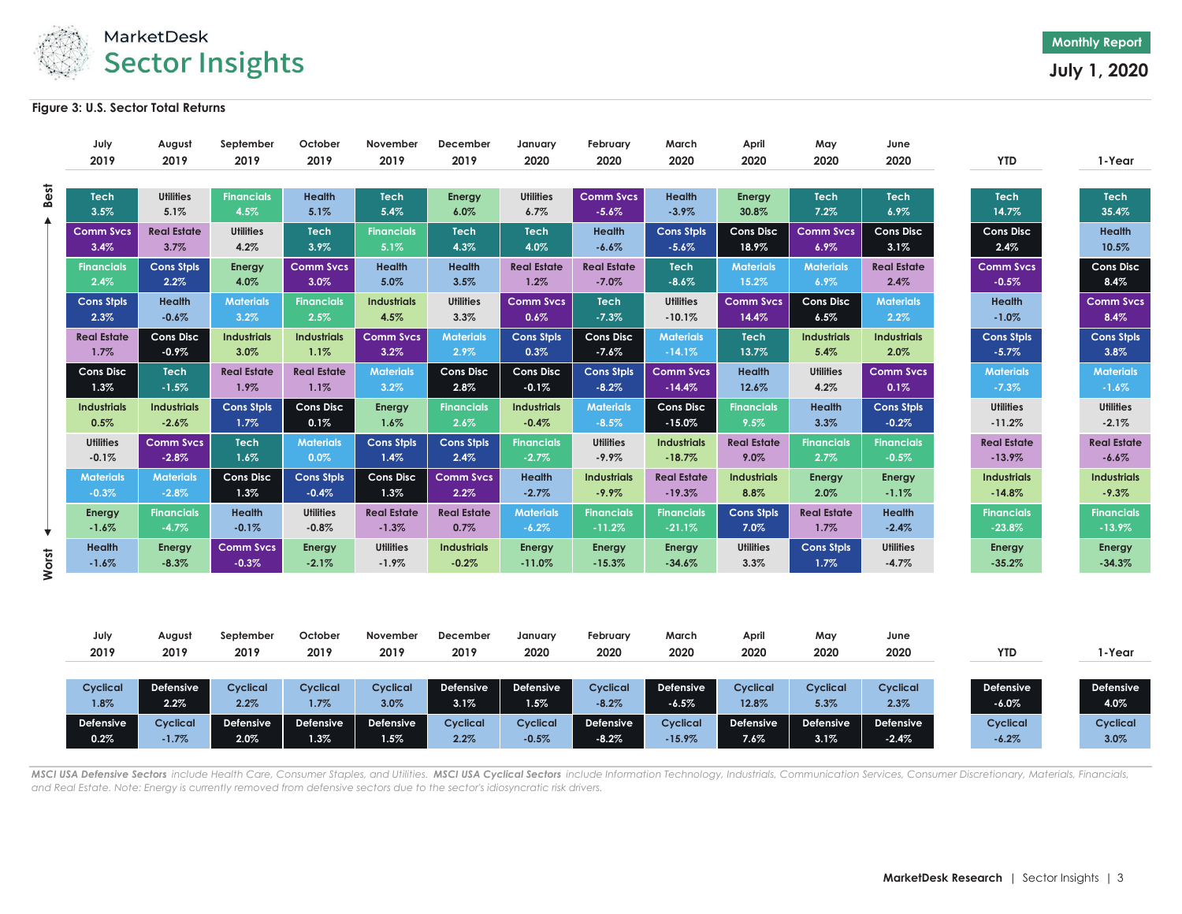**Figure 3: U.S. Sector Total Returns**

| Rank | July 2019 | August 2019 | September 2019 | October 2019 | November 2019 | December 2019 | January 2020 | February 2020 | March 2020 | April 2020 | May 2020 | June 2020 | YTD | 1-Year |
|---|---|---|---|---|---|---|---|---|---|---|---|---|---|---|
| Best | Tech 3.5% | Utilities 5.1% | Financials 4.5% | Health 5.1% | Tech 5.4% | Energy 6.0% | Utilities 6.7% | Comm Svcs -5.6% | Health -3.9% | Energy 30.8% | Tech 7.2% | Tech 6.9% | Tech 14.7% | Tech 35.4% |
| | Comm Svcs 3.4% | Real Estate 3.7% | Utilities 4.2% | Tech 3.9% | Financials 5.1% | Tech 4.3% | Tech 4.0% | Health -6.6% | Cons Stpls -5.6% | Cons Disc 18.9% | Comm Svcs 6.9% | Cons Disc 3.1% | Cons Disc 2.4% | Health 10.5% |
| | Financials 2.4% | Cons Stpls 2.2% | Energy 4.0% | Comm Svcs 3.0% | Health 5.0% | Health 3.5% | Real Estate 1.2% | Real Estate -7.0% | Tech -8.6% | Materials 15.2% | Materials 6.9% | Real Estate 2.4% | Comm Svcs -0.5% | Cons Disc 8.4% |
| | Cons Stpls 2.3% | Health -0.6% | Materials 3.2% | Financials 2.5% | Industrials 4.5% | Utilities 3.3% | Comm Svcs 0.6% | Tech -7.3% | Utilities -10.1% | Comm Svcs 14.4% | Cons Disc 6.5% | Materials 2.2% | Health -1.0% | Comm Svcs 8.4% |
| | Real Estate 1.7% | Cons Disc -0.9% | Industrials 3.0% | Industrials 1.1% | Comm Svcs 3.2% | Materials 2.9% | Cons Stpls 0.3% | Cons Disc -7.6% | Materials -14.1% | Tech 13.7% | Industrials 5.4% | Industrials 2.0% | Cons Stpls -5.7% | Cons Stpls 3.8% |
| | Cons Disc 1.3% | Tech -1.5% | Real Estate 1.9% | Real Estate 1.1% | Materials 3.2% | Cons Disc 2.8% | Cons Disc -0.1% | Cons Stpls -8.2% | Comm Svcs -14.4% | Health 12.6% | Utilities 4.2% | Comm Svcs 0.1% | Materials -7.3% | Materials -1.6% |
| | Industrials 0.5% | Industrials -2.6% | Cons Stpls 1.7% | Cons Disc 0.1% | Energy 1.6% | Financials 2.6% | Industrials -0.4% | Materials -8.5% | Cons Disc -15.0% | Financials 9.5% | Health 3.3% | Cons Stpls -0.2% | Utilities -11.2% | Utilities -2.1% |
| | Utilities -0.1% | Comm Svcs -2.8% | Tech 1.6% | Materials 0.0% | Cons Stpls 1.4% | Cons Stpls 2.4% | Financials -2.7% | Utilities -9.9% | Industrials -18.7% | Real Estate 9.0% | Financials 2.7% | Financials -0.5% | Real Estate -13.9% | Real Estate -6.6% |
| | Materials -0.3% | Materials -2.8% | Cons Disc 1.3% | Cons Stpls -0.4% | Cons Disc 1.3% | Comm Svcs 2.2% | Health -2.7% | Industrials -9.9% | Real Estate -19.3% | Industrials 8.8% | Energy 2.0% | Energy -1.1% | Industrials -14.8% | Industrials -9.3% |
| | Energy -1.6% | Financials -4.7% | Health -0.1% | Utilities -0.8% | Real Estate -1.3% | Real Estate 0.7% | Materials -6.2% | Financials -11.2% | Financials -21.1% | Cons Stpls 7.0% | Real Estate 1.7% | Health -2.4% | Financials -23.8% | Financials -13.9% |
| Worst | Health -1.6% | Energy -8.3% | Comm Svcs -0.3% | Energy -2.1% | Utilities -1.9% | Industrials -0.2% | Energy -11.0% | Energy -15.3% | Energy -34.6% | Utilities 3.3% | Cons Stpls 1.7% | Utilities -4.7% | Energy -35.2% | Energy -34.3% |

| July 2019 | August 2019 | September 2019 | October 2019 | November 2019 | December 2019 | January 2020 | February 2020 | March 2020 | April 2020 | May 2020 | June 2020 | YTD | 1-Year |
|---|---|---|---|---|---|---|---|---|---|---|---|---|---|
| Cyclical 1.8% | Defensive 2.2% | Cyclical 2.2% | Cyclical 1.7% | Cyclical 3.0% | Defensive 3.1% | Defensive 1.5% | Cyclical -8.2% | Defensive -6.5% | Cyclical 12.8% | Cyclical 5.3% | Cyclical 2.3% | Defensive -6.0% | Defensive 4.0% |
| Defensive 0.2% | Cyclical -1.7% | Defensive 2.0% | Defensive 1.3% | Defensive 1.5% | Cyclical 2.2% | Cyclical -0.5% | Defensive -8.2% | Cyclical -15.9% | Defensive 7.6% | Defensive 3.1% | Defensive -2.4% | Cyclical -6.2% | Cyclical 3.0% |

*MSCI USA Defensive Sectors include Health Care, Consumer Staples, and Utilities. MSCI USA Cyclical Sectors include Information Technology, Industrials, Communication Services, Consumer Discretionary, Materials, Financials, and Real Estate. Note: Energy is currently removed from defensive sectors due to the sector's idiosyncratic risk drivers.*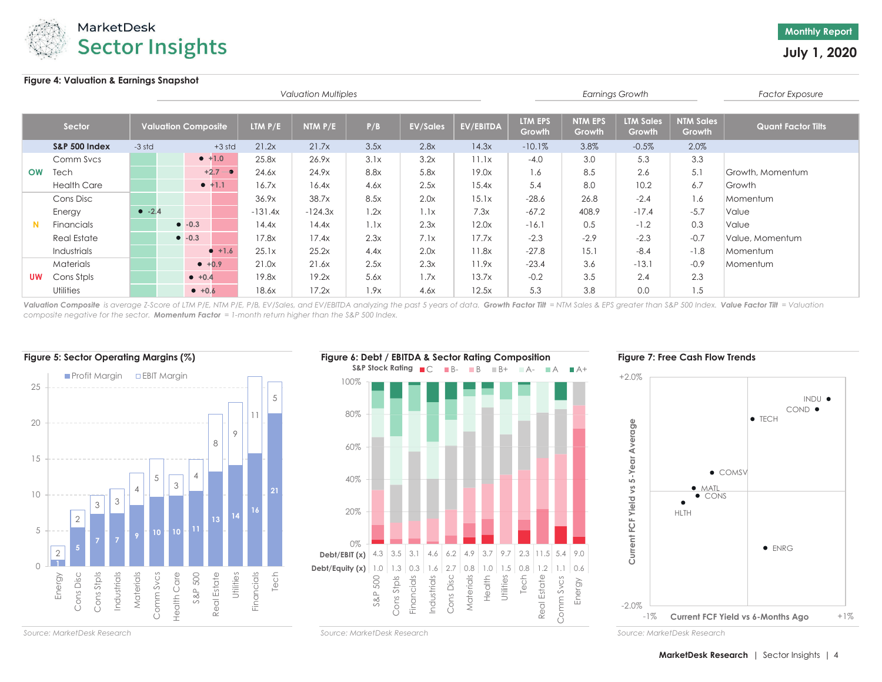# Figure 4: Valuation & Earnings Snapshot

| | Sector | Valuation Composite | LTM P/E | NTM P/E | P/B | EV/Sales | EV/EBITDA | LTM EPS Growth | NTM EPS Growth | LTM Sales Growth | NTM Sales Growth | Quant Factor Tilts |
|---|---|---|---|---|---|---|---|---|---|---|---|---|
| | | | *Valuation Multiples* | | | | | *Earnings Growth* | | | | *Factor Exposure* |
| | **S&P 500 Index** | -3 std / +3 std | 21.2x | 21.7x | 3.5x | 2.8x | 14.3x | -10.1% | 3.8% | -0.5% | 2.0% | |
| OW | Comm Svcs | +1.0 | 25.8x | 26.9x | 3.1x | 3.2x | 11.1x | -4.0 | 3.0 | 5.3 | 3.3 | |
| OW | Tech | +2.7 | 24.6x | 24.9x | 8.8x | 5.8x | 19.0x | 1.6 | 8.5 | 2.6 | 5.1 | Growth, Momentum |
| OW | Health Care | +1.1 | 16.7x | 16.4x | 4.6x | 2.5x | 15.4x | 5.4 | 8.0 | 10.2 | 6.7 | Growth |
| N | Cons Disc | | 36.9x | 38.7x | 8.5x | 2.0x | 15.1x | -28.6 | 26.8 | -2.4 | 1.6 | Momentum |
| N | Energy | -2.4 | -131.4x | -124.3x | 1.2x | 1.1x | 7.3x | -67.2 | 408.9 | -17.4 | -5.7 | Value |
| N | Financials | -0.3 | 14.4x | 14.4x | 1.1x | 2.3x | 12.0x | -16.1 | 0.5 | -1.2 | 0.3 | Value |
| N | Real Estate | -0.3 | 17.8x | 17.4x | 2.3x | 7.1x | 17.7x | -2.3 | -2.9 | -2.3 | -0.7 | Value, Momentum |
| N | Industrials | +1.6 | 25.1x | 25.2x | 4.4x | 2.0x | 11.8x | -27.8 | 15.1 | -8.4 | -1.8 | Momentum |
| UW | Materials | +0.9 | 21.0x | 21.6x | 2.5x | 2.3x | 11.9x | -23.4 | 3.6 | -13.1 | -0.9 | Momentum |
| UW | Cons Stpls | +0.4 | 19.8x | 19.2x | 5.6x | 1.7x | 13.7x | -0.2 | 3.5 | 2.4 | 2.3 | |
| UW | Utilities | +0.6 | 18.6x | 17.2x | 1.9x | 4.6x | 12.5x | 5.3 | 3.8 | 0.0 | 1.5 | |

***Valuation Composite*** *is average Z-Score of LTM P/E, NTM P/E, P/B, EV/Sales, and EV/EBITDA analyzing the past 5 years of data.* ***Growth Factor Tilt*** *= NTM Sales & EPS greater than S&P 500 Index.* ***Value Factor Tilt*** *= Valuation composite negative for the sector.* ***Momentum Factor*** *= 1-month return higher than the S&P 500 Index.*

## Figure 5: Sector Operating Margins (%)

| Sector | Profit Margin | EBIT Margin |
|---|---|---|
| Energy | 1 | 2 |
| Cons Disc | 5 | 2 |
| Cons Stpls | 7 | 3 |
| Industrials | 7 | 3 |
| Materials | 9 | 4 |
| Comm Svcs | 10 | 5 |
| Health Care | 10 | 3 |
| S&P 500 | 11 | 4 |
| Real Estate | 13 | 8 |
| Utilities | 14 | 9 |
| Financials | 16 | 11 |
| Tech | 21 | 5 |

*Source: MarketDesk Research*

## Figure 6: Debt / EBITDA & Sector Rating Composition

S&P Stock Rating: C, B-, B, B+, A-, A, A+

| | S&P 500 | Cons Stpls | Financials | Industrials | Cons Disc | Materials | Health | Utilities | Tech | Real Estate | Comm Svcs | Energy |
|---|---|---|---|---|---|---|---|---|---|---|---|---|
| Debt/EBIT (x) | 4.3 | 3.5 | 3.1 | 4.6 | 6.2 | 4.9 | 3.7 | 9.7 | 2.3 | 11.5 | 5.4 | 9.0 |
| Debt/Equity (x) | 1.0 | 1.3 | 0.3 | 1.6 | 2.7 | 0.8 | 1.0 | 1.5 | 0.8 | 1.2 | 1.1 | 0.6 |

*Source: MarketDesk Research*

## Figure 7: Free Cash Flow Trends

Y-axis: Current FCF Yield vs 5-Year Average (-2.0% to +2.0%); X-axis: Current FCF Yield vs 6-Months Ago (-1% to +1%)

Sectors plotted: INDU, COND, TECH, COMSV, MATL, CONS, HLTH, ENRG

*Source: MarketDesk Research*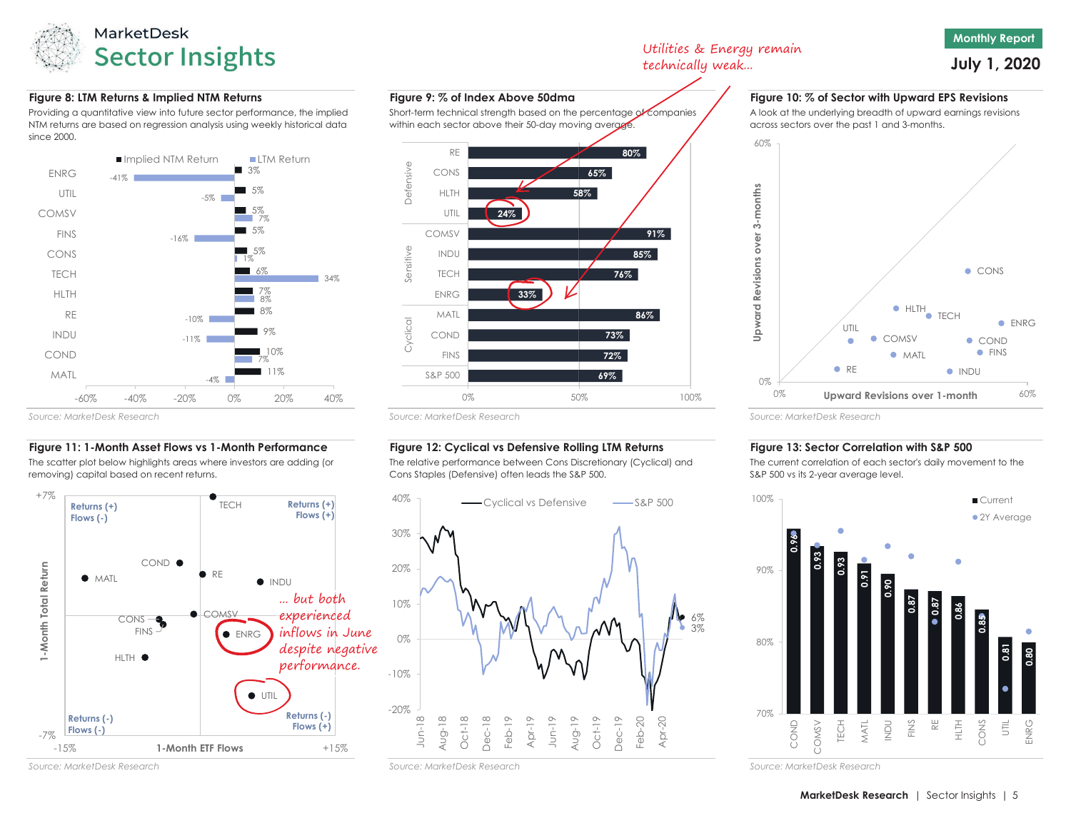MarketDesk
# Sector Insights

**Monthly Report**
**July 1, 2020**

*Utilities & Energy remain technically weak...*

### Figure 8: LTM Returns & Implied NTM Returns

Providing a quantitative view into future sector performance, the implied NTM returns are based on regression analysis using weekly historical data since 2000.

| Sector | Implied NTM Return | LTM Return |
|---|---|---|
| ENRG | 3% | -41% |
| UTIL | 5% | -5% |
| COMSV | 5% | 7% |
| FINS | 5% | -16% |
| CONS | 5% | 1% |
| TECH | 6% | 34% |
| HLTH | 7% | 8% |
| RE | 8% | -10% |
| INDU | 9% | -11% |
| COND | 10% | 7% |
| MATL | 11% | -4% |

*Source: MarketDesk Research*

### Figure 9: % of Index Above 50dma

Short-term technical strength based on the percentage of companies within each sector above their 50-day moving average.

| Group | Sector | % Above 50dma |
|---|---|---|
| Defensive | RE | 80% |
| Defensive | CONS | 65% |
| Defensive | HLTH | 58% |
| Defensive | UTIL | 24% |
| Sensitive | COMSV | 91% |
| Sensitive | INDU | 85% |
| Sensitive | TECH | 76% |
| Sensitive | ENRG | 33% |
| Cyclical | MATL | 86% |
| Cyclical | COND | 73% |
| Cyclical | FINS | 72% |
| | S&P 500 | 69% |

*Source: MarketDesk Research*

### Figure 10: % of Sector with Upward EPS Revisions

A look at the underlying breadth of upward earnings revisions across sectors over the past 1 and 3-months.

Scatter plot: Upward Revisions over 1-month (x-axis, 0%–60%) vs Upward Revisions over 3-months (y-axis, 0%–60%). Sectors shown: CONS, HLTH, TECH, ENRG, UTIL, COMSV, COND, FINS, MATL, RE, INDU.

*Source: MarketDesk Research*

### Figure 11: 1-Month Asset Flows vs 1-Month Performance

The scatter plot below highlights areas where investors are adding (or removing) capital based on recent returns.

Scatter plot: 1-Month ETF Flows (x-axis, -15% to +15%) vs 1-Month Total Return (y-axis, -7% to +7%). Quadrants: Returns (+) Flows (-); Returns (+) Flows (+); Returns (-) Flows (-); Returns (-) Flows (+). Sectors shown: TECH, COND, RE, MATL, INDU, CONS, COMSV, FINS, ENRG, HLTH, UTIL.

*... but both experienced inflows in June despite negative performance.*

*Source: MarketDesk Research*

### Figure 12: Cyclical vs Defensive Rolling LTM Returns

The relative performance between Cons Discretionary (Cyclical) and Cons Staples (Defensive) often leads the S&P 500.

Line chart (Jun-18 to Apr-20), series: Cyclical vs Defensive (latest 6%), S&P 500 (latest 3%).

*Source: MarketDesk Research*

### Figure 13: Sector Correlation with S&P 500

The current correlation of each sector's daily movement to the S&P 500 vs its 2-year average level.

| Sector | Current |
|---|---|
| COND | 0.96 |
| COMSV | 0.93 |
| TECH | 0.93 |
| MATL | 0.91 |
| INDU | 0.90 |
| FINS | 0.87 |
| RE | 0.87 |
| HLTH | 0.86 |
| CONS | 0.85 |
| UTIL | 0.81 |
| ENRG | 0.80 |

*Source: MarketDesk Research*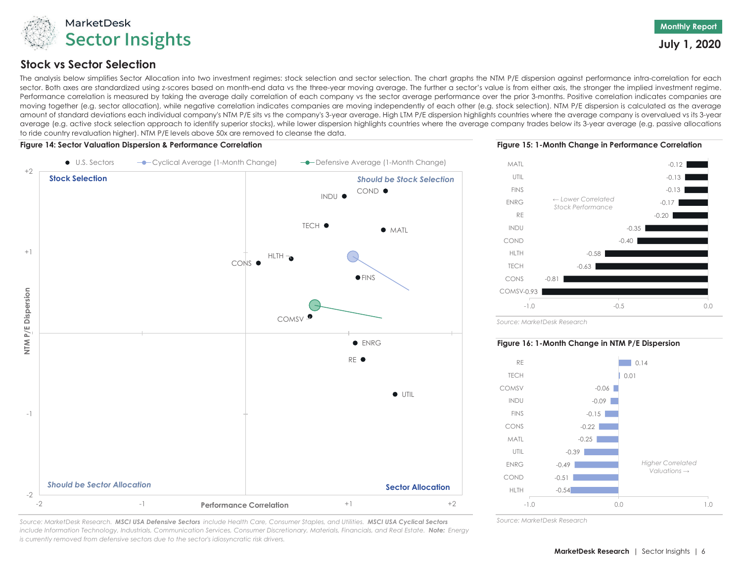## Stock vs Sector Selection

The analysis below simplifies Sector Allocation into two investment regimes: stock selection and sector selection. The chart graphs the NTM P/E dispersion against performance intra-correlation for each sector. Both axes are standardized using z-scores based on month-end data vs the three-year moving average. The further a sector's value is from either axis, the stronger the implied investment regime. Performance correlation is measured by taking the average daily correlation of each company vs the sector average performance over the prior 3-months. Positive correlation indicates companies are moving together (e.g. sector allocation), while negative correlation indicates companies are moving independently of each other (e.g. stock selection). NTM P/E dispersion is calculated as the average amount of standard deviations each individual company's NTM P/E sits vs the company's 3-year average. High LTM P/E dispersion highlights countries where the average company is overvalued vs its 3-year average (e.g. active stock selection approach to identify superior stocks), while lower dispersion highlights countries where the average company trades below its 3-year average (e.g. passive allocations to ride country revaluation higher). NTM P/E levels above 50x are removed to cleanse the data.

**Figure 14: Sector Valuation Dispersion & Performance Correlation**

Legend: U.S. Sectors; Cyclical Average (1-Month Change); Defensive Average (1-Month Change)

Quadrants: Stock Selection (top-left); Should be Stock Selection (top-right); Should be Sector Allocation (bottom-left); Sector Allocation (bottom-right)

X-axis: Performance Correlation (-2 to +2); Y-axis: NTM P/E Dispersion (-2 to +2)

Sectors plotted: COND, INDU, TECH, MATL, HLTH, CONS, FINS, COMSV, ENRG, RE, UTIL

Source: MarketDesk Research. ***MSCI USA Defensive Sectors*** *include Health Care, Consumer Staples, and Utilities.* ***MSCI USA Cyclical Sectors*** *include Information Technology, Industrials, Communication Services, Consumer Discretionary, Materials, Financials, and Real Estate.* ***Note:*** *Energy is currently removed from defensive sectors due to the sector's idiosyncratic risk drivers.*

**Figure 15: 1-Month Change in Performance Correlation**

*← Lower Correlated Stock Performance*

| Sector | Change |
|---|---|
| MATL | -0.12 |
| UTIL | -0.13 |
| FINS | -0.13 |
| ENRG | -0.17 |
| RE | -0.20 |
| INDU | -0.35 |
| COND | -0.40 |
| HLTH | -0.58 |
| TECH | -0.63 |
| CONS | -0.81 |
| COMSV | -0.93 |

*Source: MarketDesk Research*

**Figure 16: 1-Month Change in NTM P/E Dispersion**

*Higher Correlated Valuations →*

| Sector | Change |
|---|---|
| RE | 0.14 |
| TECH | 0.01 |
| COMSV | -0.06 |
| INDU | -0.09 |
| FINS | -0.15 |
| CONS | -0.22 |
| MATL | -0.25 |
| UTIL | -0.39 |
| ENRG | -0.49 |
| COND | -0.51 |
| HLTH | -0.54 |

*Source: MarketDesk Research*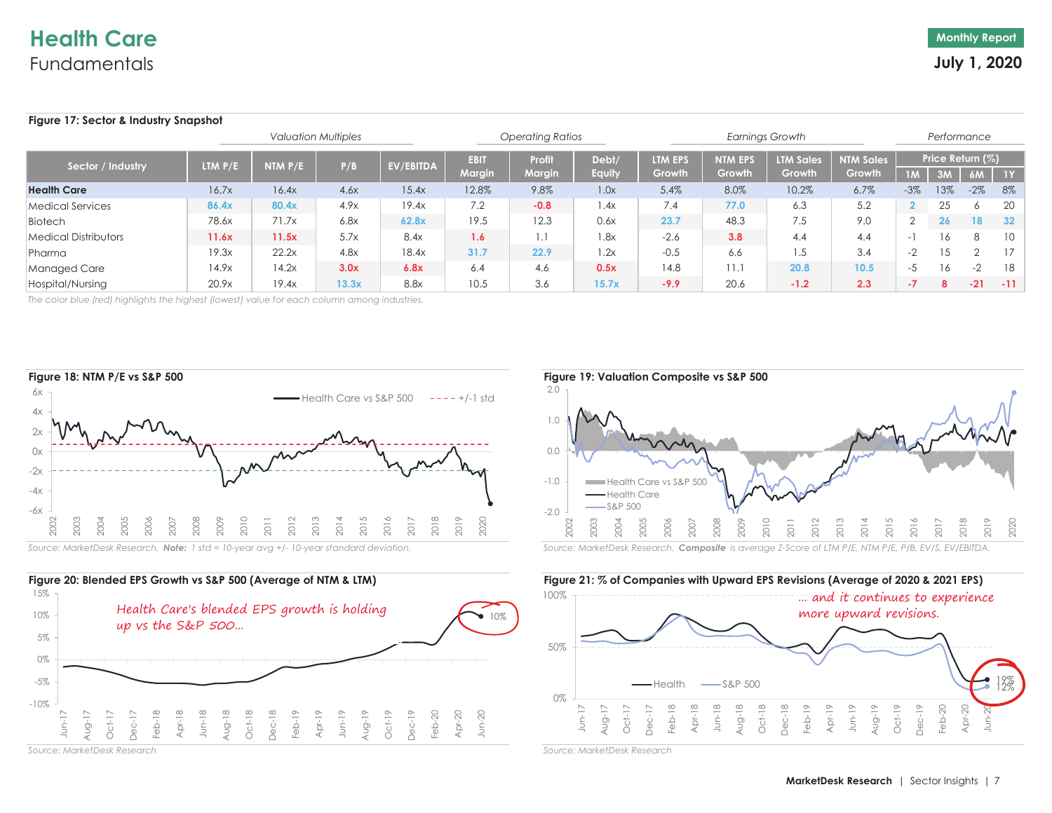# Health Care

## Fundamentals

Monthly Report

**July 1, 2020**

### Figure 17: Sector & Industry Snapshot

| Sector / Industry | Valuation Multiples | | | | Operating Ratios | | | Earnings Growth | | | | Performance | | | |
|---|---|---|---|---|---|---|---|---|---|---|---|---|---|---|---|
| | LTM P/E | NTM P/E | P/B | EV/EBITDA | EBIT Margin | Profit Margin | Debt/ Equity | LTM EPS Growth | NTM EPS Growth | LTM Sales Growth | NTM Sales Growth | Price Return (%) 1M | 3M | 6M | 1Y |
| **Health Care** | 16.7x | 16.4x | 4.6x | 15.4x | 12.8% | 9.8% | 1.0x | 5.4% | 8.0% | 10.2% | 6.7% | -3% | 13% | -2% | 8% |
| Medical Services | **86.4x** | **80.4x** | 4.9x | 19.4x | 7.2 | **-0.8** | 1.4x | 7.4 | **77.0** | 6.3 | 5.2 | **2** | 25 | 6 | 20 |
| Biotech | 78.6x | 71.7x | 6.8x | **62.8x** | 19.5 | 12.3 | 0.6x | **23.7** | 48.3 | 7.5 | 9.0 | 2 | **26** | **18** | **32** |
| Medical Distributors | **11.6x** | **11.5x** | 5.7x | 8.4x | **1.6** | 1.1 | 1.8x | -2.6 | **3.8** | 4.4 | 4.4 | -1 | 16 | 8 | 10 |
| Pharma | 19.3x | 22.2x | 4.8x | 18.4x | **31.7** | **22.9** | 1.2x | -0.5 | 6.6 | 1.5 | 3.4 | -2 | 15 | 2 | 17 |
| Managed Care | 14.9x | 14.2x | **3.0x** | **6.8x** | 6.4 | 4.6 | **0.5x** | 14.8 | 11.1 | **20.8** | **10.5** | -5 | 16 | -2 | 18 |
| Hospital/Nursing | 20.9x | 19.4x | **13.3x** | 8.8x | 10.5 | 3.6 | **15.7x** | **-9.9** | 20.6 | **-1.2** | **2.3** | **-7** | **8** | **-21** | **-11** |

*The color blue (red) highlights the highest (lowest) value for each column among industries.*

### Figure 18: NTM P/E vs S&P 500

*Source: MarketDesk Research. **Note:** 1 std = 10-year avg +/- 10-year standard deviation.*

### Figure 19: Valuation Composite vs S&P 500

*Source: MarketDesk Research. **Composite** is average Z-Score of LTM P/E, NTM P/E, P/B, EV/S, EV/EBITDA.*

### Figure 20: Blended EPS Growth vs S&P 500 (Average of NTM & LTM)

Health Care's blended EPS growth is holding up vs the S&P 500...

*Source: MarketDesk Research*

### Figure 21: % of Companies with Upward EPS Revisions (Average of 2020 & 2021 EPS)

... and it continues to experience more upward revisions.

*Source: MarketDesk Research*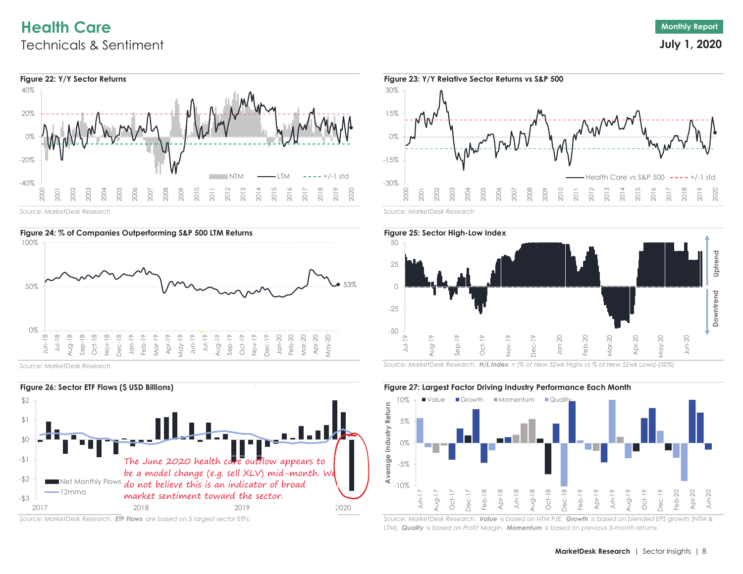# Health Care

## Technicals & Sentiment

**Monthly Report**

**July 1, 2020**

### Figure 22: Y/Y Sector Returns

Source: MarketDesk Research

### Figure 23: Y/Y Relative Sector Returns vs S&P 500

Source: MarketDesk Research

### Figure 24: % of Companies Outperforming S&P 500 LTM Returns

Source: MarketDesk Research

### Figure 25: Sector High-Low Index

Source: MarketDesk Research. *H/L Index = (% of New 52wk Highs vs % of New 52wk Lows)-(50%)*

### Figure 26: Sector ETF Flows ($ USD Billions)

The June 2020 health care outflow appears to be a model change (e.g. sell XLV) mid-month. We do not believe this is an indicator of broad market sentiment toward the sector.

Source: MarketDesk Research. *ETF Flows are based on 5 largest sector ETFs.*

### Figure 27: Largest Factor Driving Industry Performance Each Month

Source: MarketDesk Research. *Value is based on NTM P/E. Growth is based on blended EPS growth (NTM & LTM). Quality is based on Profit Margin. Momentum is based on previous 3-month returns.*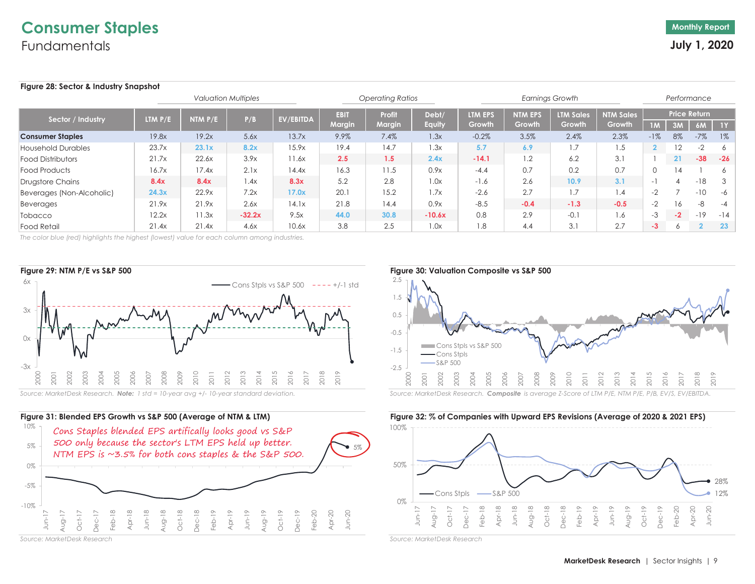# Consumer Staples

## Fundamentals

**Monthly Report**

**July 1, 2020**

**Figure 28: Sector & Industry Snapshot**

| Sector / Industry | Valuation Multiples: LTM P/E | NTM P/E | P/B | EV/EBITDA | Operating Ratios: EBIT Margin | Profit Margin | Debt/ Equity | Earnings Growth: LTM EPS Growth | NTM EPS Growth | LTM Sales Growth | NTM Sales Growth | Performance (Price Return): 1M | 3M | 6M | 1Y |
|---|---|---|---|---|---|---|---|---|---|---|---|---|---|---|---|
| **Consumer Staples** | 19.8x | 19.2x | 5.6x | 13.7x | 9.9% | 7.4% | 1.3x | -0.2% | 3.5% | 2.4% | 2.3% | -1% | 8% | -7% | 1% |
| Household Durables | 23.7x | 23.1x | 8.2x | 15.9x | 19.4 | 14.7 | 1.3x | 5.7 | 6.9 | 1.7 | 1.5 | 2 | 12 | -2 | 6 |
| Food Distributors | 21.7x | 22.6x | 3.9x | 11.6x | 2.5 | 1.5 | 2.4x | -14.1 | 1.2 | 6.2 | 3.1 | 1 | 21 | -38 | -26 |
| Food Products | 16.7x | 17.4x | 2.1x | 14.4x | 16.3 | 11.5 | 0.9x | -4.4 | 0.7 | 0.2 | 0.7 | 0 | 14 | 1 | 6 |
| Drugstore Chains | 8.4x | 8.4x | 1.4x | 8.3x | 5.2 | 2.8 | 1.0x | -1.6 | 2.6 | 10.9 | 3.1 | -1 | 4 | -18 | 3 |
| Beverages (Non-Alcoholic) | 24.3x | 22.9x | 7.2x | 17.0x | 20.1 | 15.2 | 1.7x | -2.6 | 2.7 | 1.7 | 1.4 | -2 | 7 | -10 | -6 |
| Beverages | 21.9x | 21.9x | 2.6x | 14.1x | 21.8 | 14.4 | 0.9x | -8.5 | -0.4 | -1.3 | -0.5 | -2 | 16 | -8 | -4 |
| Tobacco | 12.2x | 11.3x | -32.2x | 9.5x | 44.0 | 30.8 | -10.6x | 0.8 | 2.9 | -0.1 | 1.6 | -3 | -2 | -19 | -14 |
| Food Retail | 21.4x | 21.4x | 4.6x | 10.6x | 3.8 | 2.5 | 1.0x | 1.8 | 4.4 | 3.1 | 2.7 | -3 | 6 | 2 | 23 |

*The color blue (red) highlights the highest (lowest) value for each column among industries.*

**Figure 29: NTM P/E vs S&P 500**

*Source: MarketDesk Research.* ***Note:*** *1 std = 10-year avg +/- 10-year standard deviation.*

**Figure 30: Valuation Composite vs S&P 500**

*Source: MarketDesk Research.* ***Composite*** *is average Z-Score of LTM P/E, NTM P/E, P/B, EV/S, EV/EBITDA.*

**Figure 31: Blended EPS Growth vs S&P 500 (Average of NTM & LTM)**

Cons Staples blended EPS artifically looks good vs S&P 500 only because the sector's LTM EPS held up better. NTM EPS is ~3.5% for both cons staples & the S&P 500.

*Source: MarketDesk Research*

**Figure 32: % of Companies with Upward EPS Revisions (Average of 2020 & 2021 EPS)**

*Source: MarketDesk Research*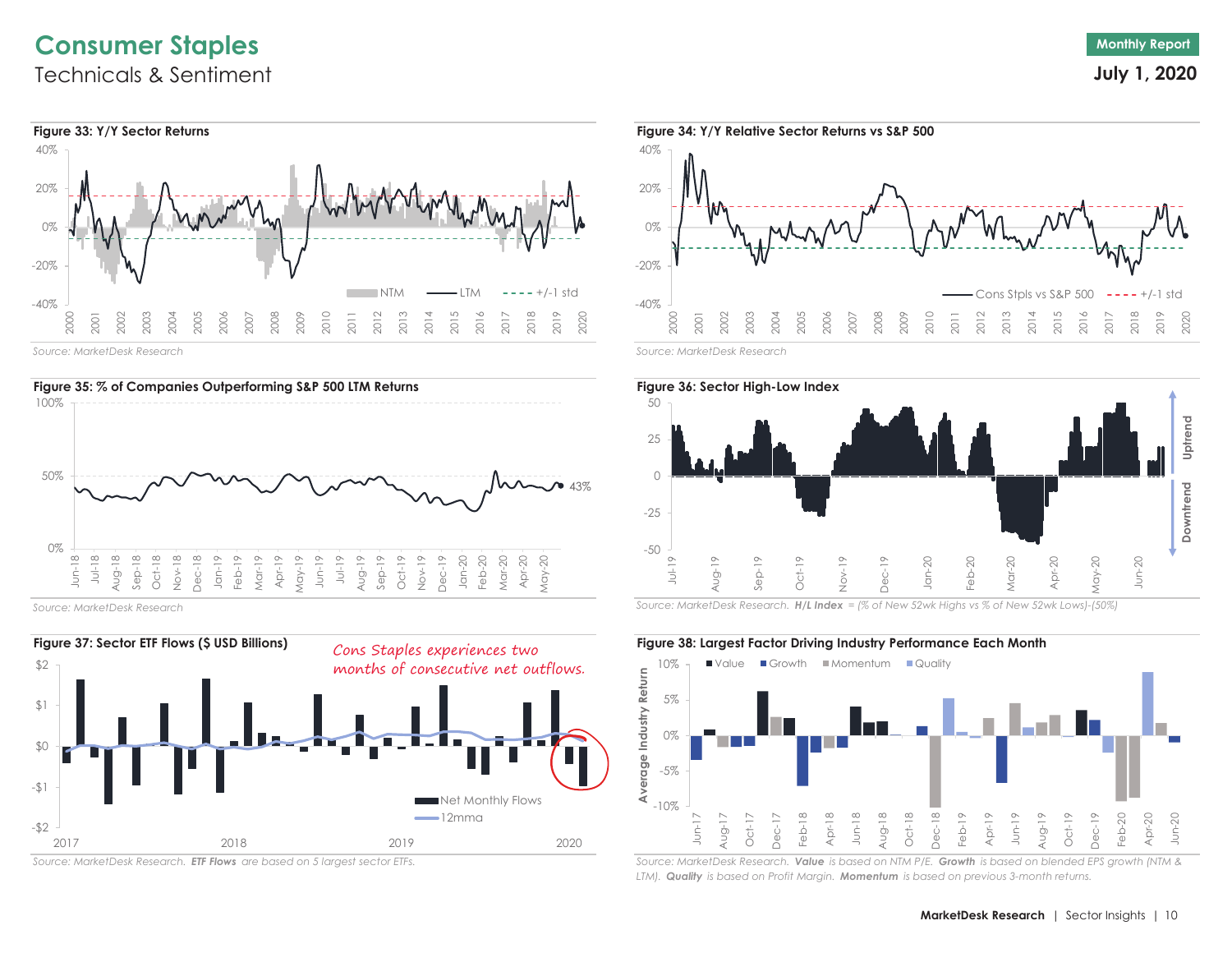# Consumer Staples

## Technicals & Sentiment

Monthly Report

**July 1, 2020**

**Figure 33: Y/Y Sector Returns**

Source: MarketDesk Research

**Figure 34: Y/Y Relative Sector Returns vs S&P 500**

Source: MarketDesk Research

**Figure 35: % of Companies Outperforming S&P 500 LTM Returns**

Source: MarketDesk Research

**Figure 36: Sector High-Low Index**

Source: MarketDesk Research. ***H/L Index*** *= (% of New 52wk Highs vs % of New 52wk Lows)-(50%)*

**Figure 37: Sector ETF Flows ($ USD Billions)**

Cons Staples experiences two months of consecutive net outflows.

Source: MarketDesk Research. ***ETF Flows*** *are based on 5 largest sector ETFs.*

**Figure 38: Largest Factor Driving Industry Performance Each Month**

Source: MarketDesk Research. ***Value*** *is based on NTM P/E.* ***Growth*** *is based on blended EPS growth (NTM & LTM).* ***Quality*** *is based on Profit Margin.* ***Momentum*** *is based on previous 3-month returns.*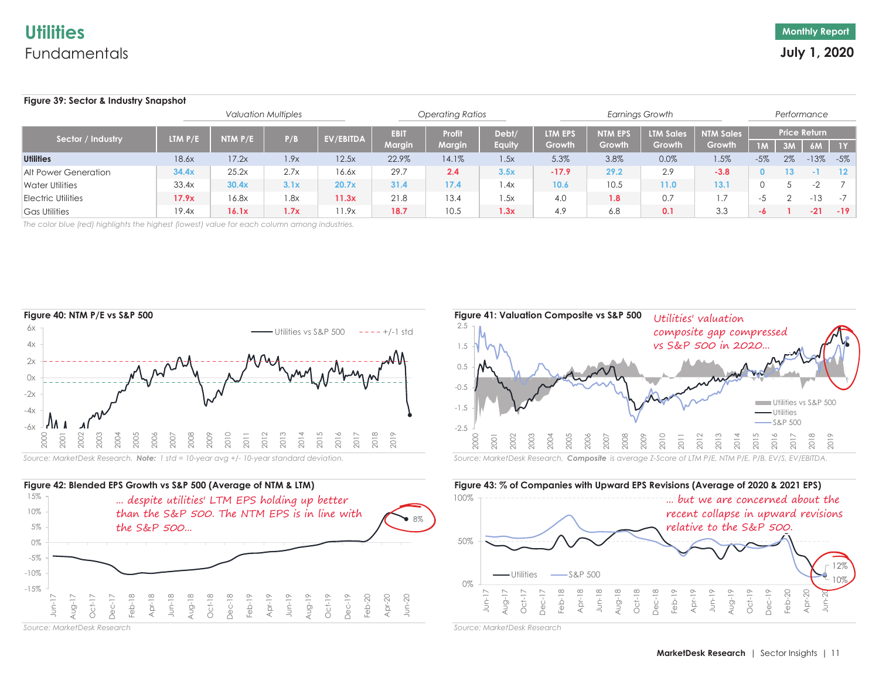# Utilities

## Fundamentals

Monthly Report

**July 1, 2020**

**Figure 39: Sector & Industry Snapshot**

| Sector / Industry | Valuation Multiples | | | | Operating Ratios | | | Earnings Growth | | | | Performance | | | |
|---|---|---|---|---|---|---|---|---|---|---|---|---|---|---|---|
| | LTM P/E | NTM P/E | P/B | EV/EBITDA | EBIT Margin | Profit Margin | Debt/ Equity | LTM EPS Growth | NTM EPS Growth | LTM Sales Growth | NTM Sales Growth | Price Return 1M | 3M | 6M | 1Y |
| **Utilities** | 18.6x | 17.2x | 1.9x | 12.5x | 22.9% | 14.1% | 1.5x | 5.3% | 3.8% | 0.0% | 1.5% | -5% | 2% | -13% | -5% |
| Alt Power Generation | **34.4x** | 25.2x | 2.7x | 16.6x | 29.7 | **2.4** | **3.5x** | **-17.9** | **29.2** | 2.9 | **-3.8** | **0** | **13** | **-1** | **12** |
| Water Utilities | 33.4x | **30.4x** | **3.1x** | **20.7x** | **31.4** | **17.4** | 1.4x | **10.6** | 10.5 | **11.0** | **13.1** | 0 | 5 | -2 | 7 |
| Electric Utilities | **17.9x** | 16.8x | 1.8x | **11.3x** | 21.8 | 13.4 | 1.5x | 4.0 | **1.8** | 0.7 | 1.7 | -5 | 2 | -13 | -7 |
| Gas Utilities | 19.4x | **16.1x** | **1.7x** | 11.9x | **18.7** | 10.5 | **1.3x** | 4.9 | 6.8 | **0.1** | 3.3 | **-6** | **1** | **-21** | **-19** |

*The color blue (red) highlights the highest (lowest) value for each column among industries.*

**Figure 40: NTM P/E vs S&P 500**

*Source: MarketDesk Research. **Note:** 1 std = 10-year avg +/- 10-year standard deviation.*

**Figure 41: Valuation Composite vs S&P 500**

Utilities' valuation composite gap compressed vs S&P 500 in 2020...

*Source: MarketDesk Research. **Composite** is average Z-Score of LTM P/E, NTM P/E, P/B, EV/S, EV/EBITDA.*

**Figure 42: Blended EPS Growth vs S&P 500 (Average of NTM & LTM)**

... despite utilities' LTM EPS holding up better than the S&P 500. The NTM EPS is in line with the S&P 500...

*Source: MarketDesk Research*

**Figure 43: % of Companies with Upward EPS Revisions (Average of 2020 & 2021 EPS)**

... but we are concerned about the recent collapse in upward revisions relative to the S&P 500.

*Source: MarketDesk Research*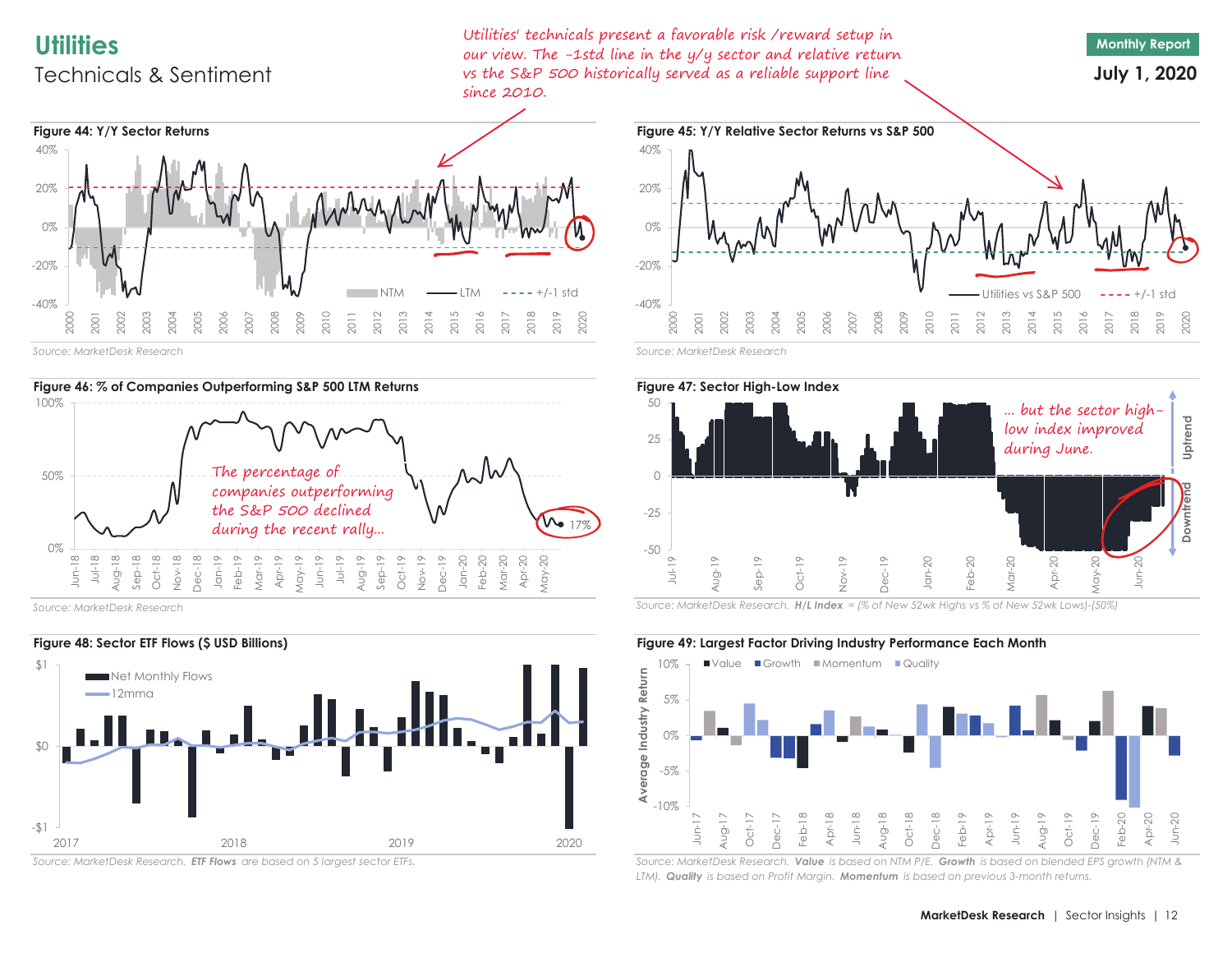# Utilities

## Technicals & Sentiment

*Utilities' technicals present a favorable risk /reward setup in our view. The -1std line in the y/y sector and relative return vs the S&P 500 historically served as a reliable support line since 2010.*

**Figure 44: Y/Y Sector Returns**

Source: MarketDesk Research

**Figure 45: Y/Y Relative Sector Returns vs S&P 500**

Source: MarketDesk Research

**Figure 46: % of Companies Outperforming S&P 500 LTM Returns**

*The percentage of companies outperforming the S&P 500 declined during the recent rally...*

Source: MarketDesk Research

**Figure 47: Sector High-Low Index**

*... but the sector high-low index improved during June.*

Source: MarketDesk Research. ***H/L Index*** *= (% of New 52wk Highs vs % of New 52wk Lows)-(50%)*

**Figure 48: Sector ETF Flows ($ USD Billions)**

Source: MarketDesk Research. ***ETF Flows*** *are based on 5 largest sector ETFs.*

**Figure 49: Largest Factor Driving Industry Performance Each Month**

Source: MarketDesk Research. ***Value*** *is based on NTM P/E.* ***Growth*** *is based on blended EPS growth (NTM & LTM).* ***Quality*** *is based on Profit Margin.* ***Momentum*** *is based on previous 3-month returns.*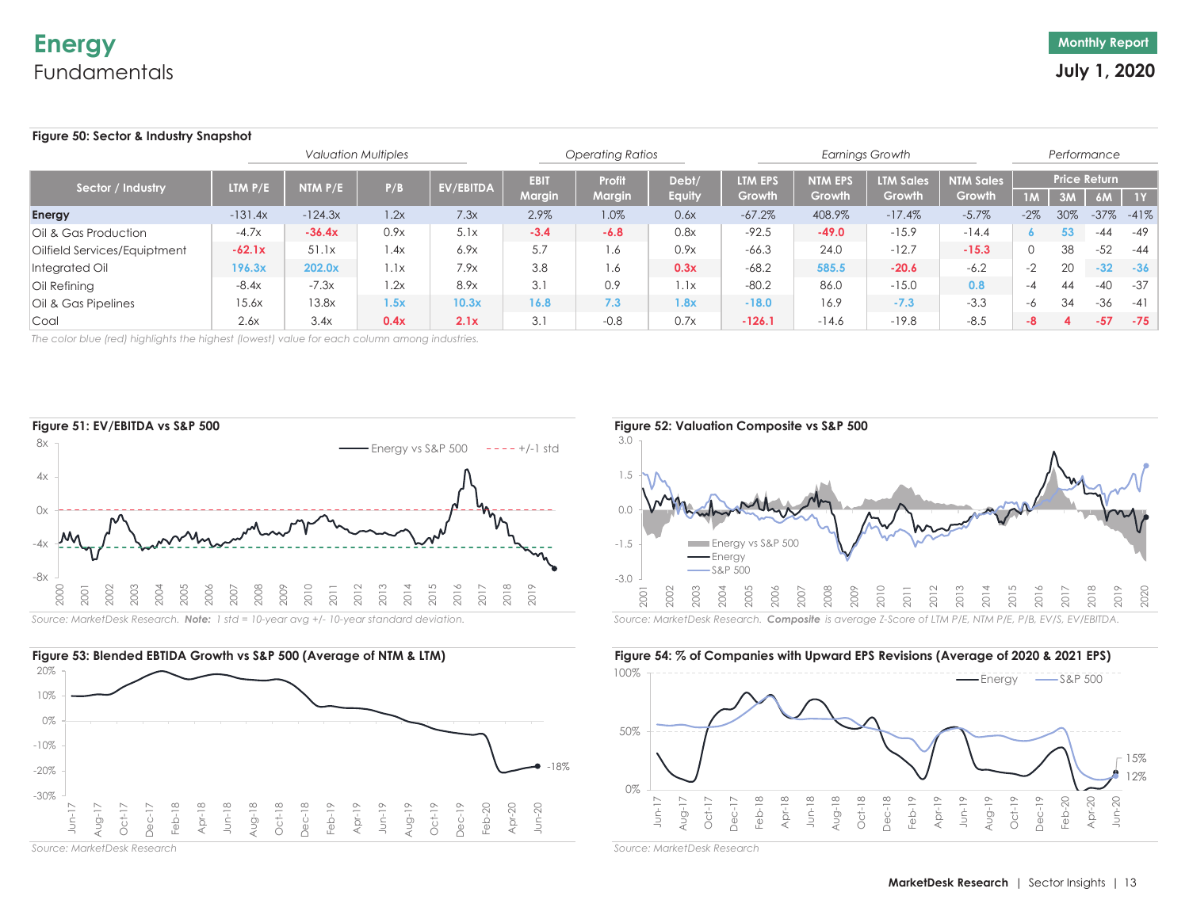# Energy
## Fundamentals

**Monthly Report**
**July 1, 2020**

**Figure 50: Sector & Industry Snapshot**

| Sector / Industry | Valuation Multiples | | | | Operating Ratios | | | Earnings Growth | | | | Performance | | | |
|---|---|---|---|---|---|---|---|---|---|---|---|---|---|---|---|
| | LTM P/E | NTM P/E | P/B | EV/EBITDA | EBIT Margin | Profit Margin | Debt/ Equity | LTM EPS Growth | NTM EPS Growth | LTM Sales Growth | NTM Sales Growth | Price Return 1M | 3M | 6M | 1Y |
| **Energy** | -131.4x | -124.3x | 1.2x | 7.3x | 2.9% | 1.0% | 0.6x | -67.2% | 408.9% | -17.4% | -5.7% | -2% | 30% | -37% | -41% |
| Oil & Gas Production | -4.7x | -36.4x | 0.9x | 5.1x | -3.4 | -6.8 | 0.8x | -92.5 | -49.0 | -15.9 | -14.4 | 6 | 53 | -44 | -49 |
| Oilfield Services/Equiptment | -62.1x | 51.1x | 1.4x | 6.9x | 5.7 | 1.6 | 0.9x | -66.3 | 24.0 | -12.7 | -15.3 | 0 | 38 | -52 | -44 |
| Integrated Oil | 196.3x | 202.0x | 1.1x | 7.9x | 3.8 | 1.6 | 0.3x | -68.2 | 585.5 | -20.6 | -6.2 | -2 | 20 | -32 | -36 |
| Oil Refining | -8.4x | -7.3x | 1.2x | 8.9x | 3.1 | 0.9 | 1.1x | -80.2 | 86.0 | -15.0 | 0.8 | -4 | 44 | -40 | -37 |
| Oil & Gas Pipelines | 15.6x | 13.8x | 1.5x | 10.3x | 16.8 | 7.3 | 1.8x | -18.0 | 16.9 | -7.3 | -3.3 | -6 | 34 | -36 | -41 |
| Coal | 2.6x | 3.4x | 0.4x | 2.1x | 3.1 | -0.8 | 0.7x | -126.1 | -14.6 | -19.8 | -8.5 | -8 | 4 | -57 | -75 |

*The color blue (red) highlights the highest (lowest) value for each column among industries.*

**Figure 51: EV/EBITDA vs S&P 500**

*Source: MarketDesk Research.* ***Note:*** *1 std = 10-year avg +/- 10-year standard deviation.*

**Figure 52: Valuation Composite vs S&P 500**

*Source: MarketDesk Research.* ***Composite*** *is average Z-Score of LTM P/E, NTM P/E, P/B, EV/S, EV/EBITDA.*

**Figure 53: Blended EBTIDA Growth vs S&P 500 (Average of NTM & LTM)**

*Source: MarketDesk Research*

**Figure 54: % of Companies with Upward EPS Revisions (Average of 2020 & 2021 EPS)**

*Source: MarketDesk Research*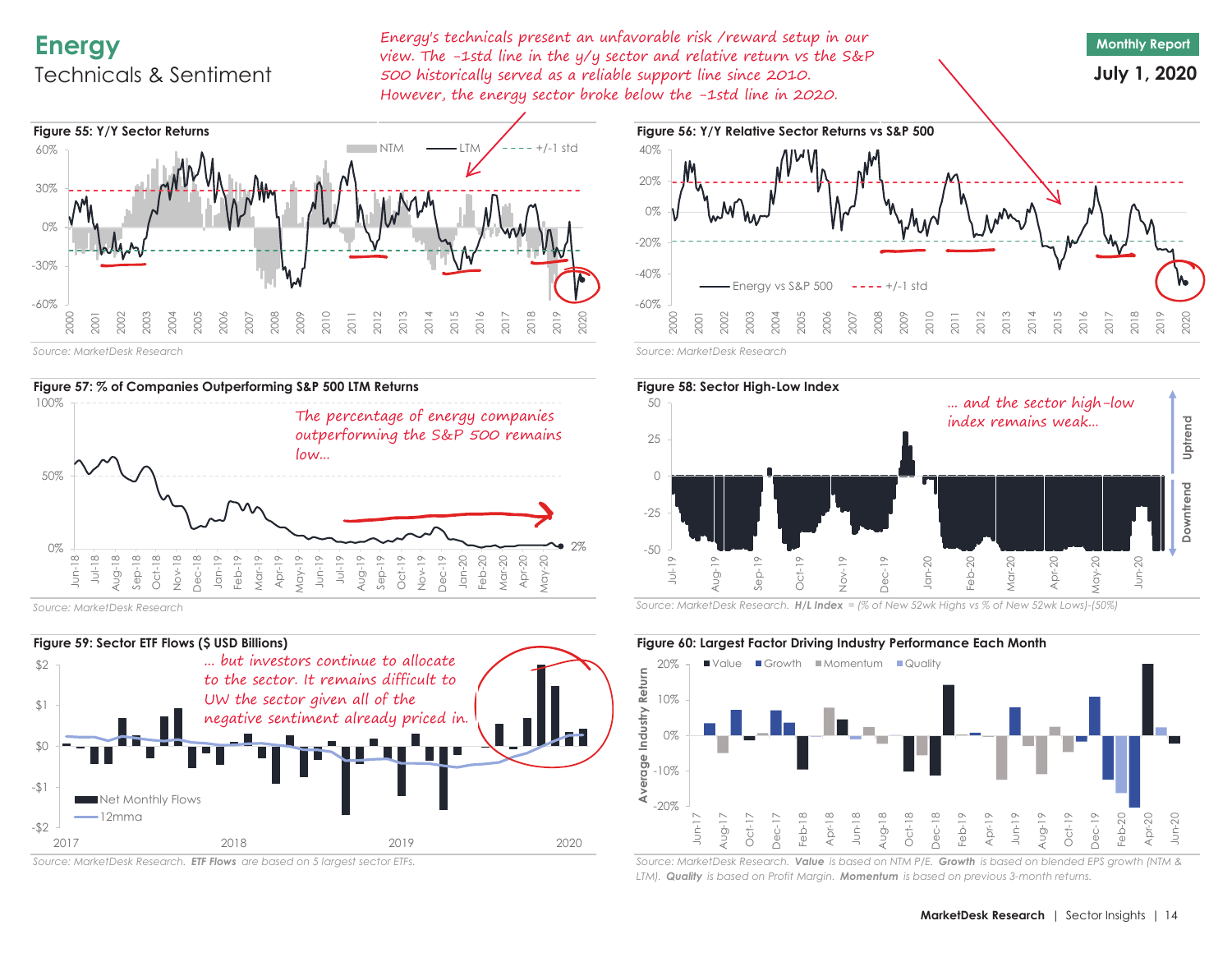# Energy

## Technicals & Sentiment

Monthly Report

**July 1, 2020**

*Energy's technicals present an unfavorable risk /reward setup in our view. The -1std line in the y/y sector and relative return vs the S&P 500 historically served as a reliable support line since 2010. However, the energy sector broke below the -1std line in 2020.*

**Figure 55: Y/Y Sector Returns**

Source: MarketDesk Research

**Figure 56: Y/Y Relative Sector Returns vs S&P 500**

Source: MarketDesk Research

**Figure 57: % of Companies Outperforming S&P 500 LTM Returns**

*The percentage of energy companies outperforming the S&P 500 remains low...*

Source: MarketDesk Research

**Figure 58: Sector High-Low Index**

*... and the sector high-low index remains weak...*

Source: MarketDesk Research. ***H/L Index*** *= (% of New 52wk Highs vs % of New 52wk Lows)-(50%)*

**Figure 59: Sector ETF Flows ($ USD Billions)**

*... but investors continue to allocate to the sector. It remains difficult to UW the sector given all of the negative sentiment already priced in.*

Source: MarketDesk Research. ***ETF Flows*** *are based on 5 largest sector ETFs.*

**Figure 60: Largest Factor Driving Industry Performance Each Month**

Source: MarketDesk Research. ***Value*** *is based on NTM P/E.* ***Growth*** *is based on blended EPS growth (NTM & LTM).* ***Quality*** *is based on Profit Margin.* ***Momentum*** *is based on previous 3-month returns.*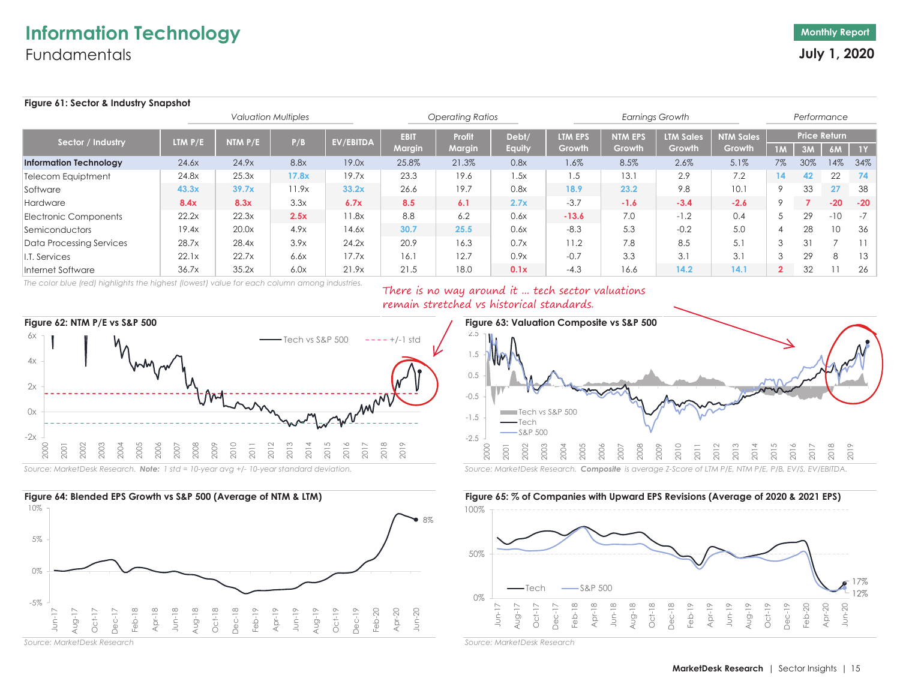# Information Technology

## Fundamentals

Monthly Report

**July 1, 2020**

**Figure 61: Sector & Industry Snapshot**

| Sector / Industry | LTM P/E | NTM P/E | P/B | EV/EBITDA | EBIT Margin | Profit Margin | Debt/ Equity | LTM EPS Growth | NTM EPS Growth | LTM Sales Growth | NTM Sales Growth | Price Return 1M | 3M | 6M | 1Y |
|---|---|---|---|---|---|---|---|---|---|---|---|---|---|---|---|
| | *Valuation Multiples* | | | | *Operating Ratios* | | | *Earnings Growth* | | | | *Performance* | | | |
| **Information Technology** | 24.6x | 24.9x | 8.8x | 19.0x | 25.8% | 21.3% | 0.8x | 1.6% | 8.5% | 2.6% | 5.1% | 7% | 30% | 14% | 34% |
| Telecom Equiptment | 24.8x | 25.3x | 17.8x | 19.7x | 23.3 | 19.6 | 1.5x | 1.5 | 13.1 | 2.9 | 7.2 | 14 | 42 | 22 | 74 |
| Software | 43.3x | 39.7x | 11.9x | 33.2x | 26.6 | 19.7 | 0.8x | 18.9 | 23.2 | 9.8 | 10.1 | 9 | 33 | 27 | 38 |
| Hardware | 8.4x | 8.3x | 3.3x | 6.7x | 8.5 | 6.1 | 2.7x | -3.7 | -1.6 | -3.4 | -2.6 | 9 | 7 | -20 | -20 |
| Electronic Components | 22.2x | 22.3x | 2.5x | 11.8x | 8.8 | 6.2 | 0.6x | -13.6 | 7.0 | -1.2 | 0.4 | 5 | 29 | -10 | -7 |
| Semiconductors | 19.4x | 20.0x | 4.9x | 14.6x | 30.7 | 25.5 | 0.6x | -8.3 | 5.3 | -0.2 | 5.0 | 4 | 28 | 10 | 36 |
| Data Processing Services | 28.7x | 28.4x | 3.9x | 24.2x | 20.9 | 16.3 | 0.7x | 11.2 | 7.8 | 8.5 | 5.1 | 3 | 31 | 7 | 11 |
| I.T. Services | 22.1x | 22.7x | 6.6x | 17.7x | 16.1 | 12.7 | 0.9x | -0.7 | 3.3 | 3.1 | 3.1 | 3 | 29 | 8 | 13 |
| Internet Software | 36.7x | 35.2x | 6.0x | 21.9x | 21.5 | 18.0 | 0.1x | -4.3 | 16.6 | 14.2 | 14.1 | 2 | 32 | 11 | 26 |

*The color blue (red) highlights the highest (lowest) value for each column among industries.*

There is no way around it … tech sector valuations remain stretched vs historical standards.

**Figure 62: NTM P/E vs S&P 500**

*Source: MarketDesk Research.* ***Note:*** *1 std = 10-year avg +/- 10-year standard deviation.*

**Figure 63: Valuation Composite vs S&P 500**

*Source: MarketDesk Research.* ***Composite*** *is average Z-Score of LTM P/E, NTM P/E, P/B, EV/S, EV/EBITDA.*

**Figure 64: Blended EPS Growth vs S&P 500 (Average of NTM & LTM)**

*Source: MarketDesk Research*

**Figure 65: % of Companies with Upward EPS Revisions (Average of 2020 & 2021 EPS)**

*Source: MarketDesk Research*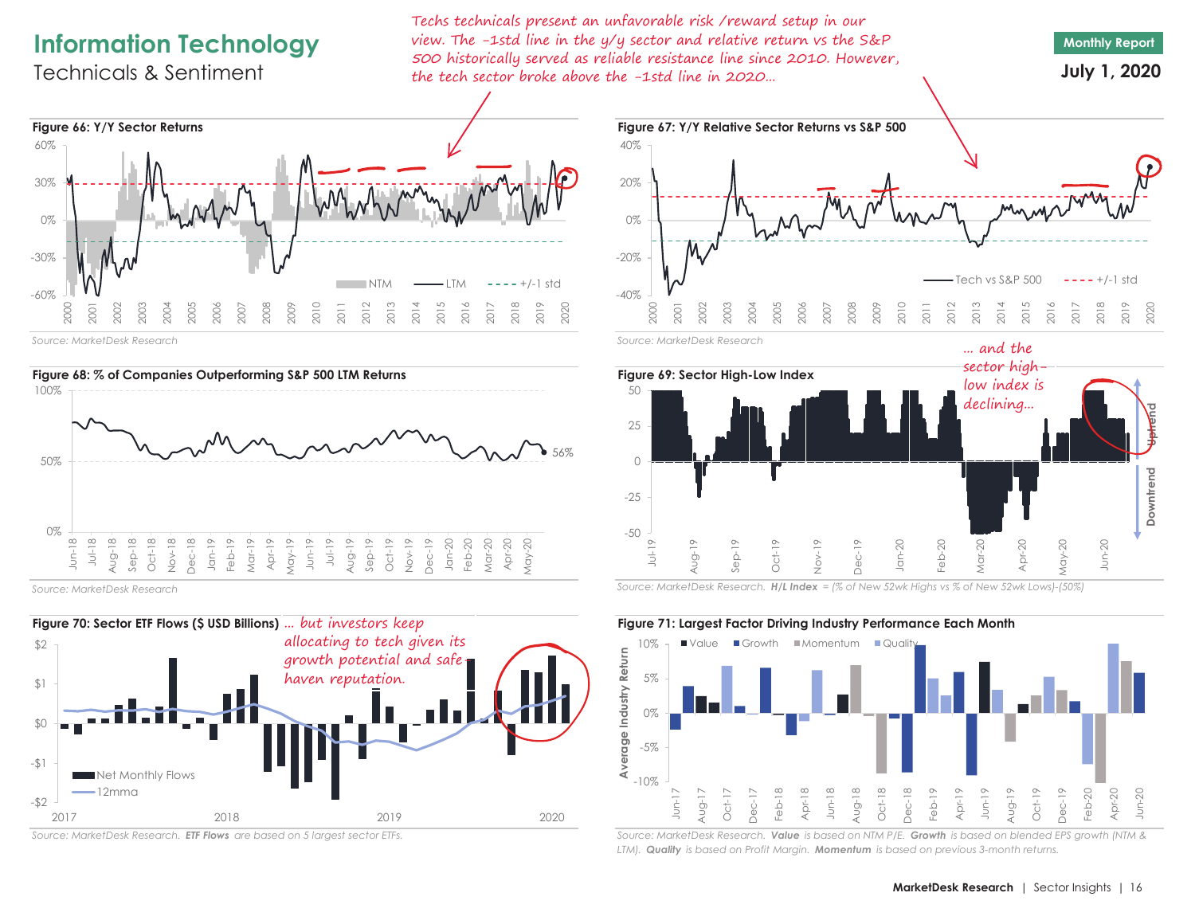# Information Technology

## Technicals & Sentiment

Monthly Report

**July 1, 2020**

*Techs technicals present an unfavorable risk /reward setup in our view. The -1std line in the y/y sector and relative return vs the S&P 500 historically served as reliable resistance line since 2010. However, the tech sector broke above the -1std line in 2020...*

**Figure 66: Y/Y Sector Returns**

Source: MarketDesk Research

**Figure 67: Y/Y Relative Sector Returns vs S&P 500**

Source: MarketDesk Research

**Figure 68: % of Companies Outperforming S&P 500 LTM Returns**

Source: MarketDesk Research

*... and the sector high-low index is declining...*

**Figure 69: Sector High-Low Index**

Source: MarketDesk Research. ***H/L Index*** = (% of New 52wk Highs vs % of New 52wk Lows)-(50%)

**Figure 70: Sector ETF Flows ($ USD Billions)**

*... but investors keep allocating to tech given its growth potential and safe haven reputation.*

Source: MarketDesk Research. ***ETF Flows*** are based on 5 largest sector ETFs.

**Figure 71: Largest Factor Driving Industry Performance Each Month**

Source: MarketDesk Research. ***Value*** is based on NTM P/E. ***Growth*** is based on blended EPS growth (NTM & LTM). ***Quality*** is based on Profit Margin. ***Momentum*** is based on previous 3-month returns.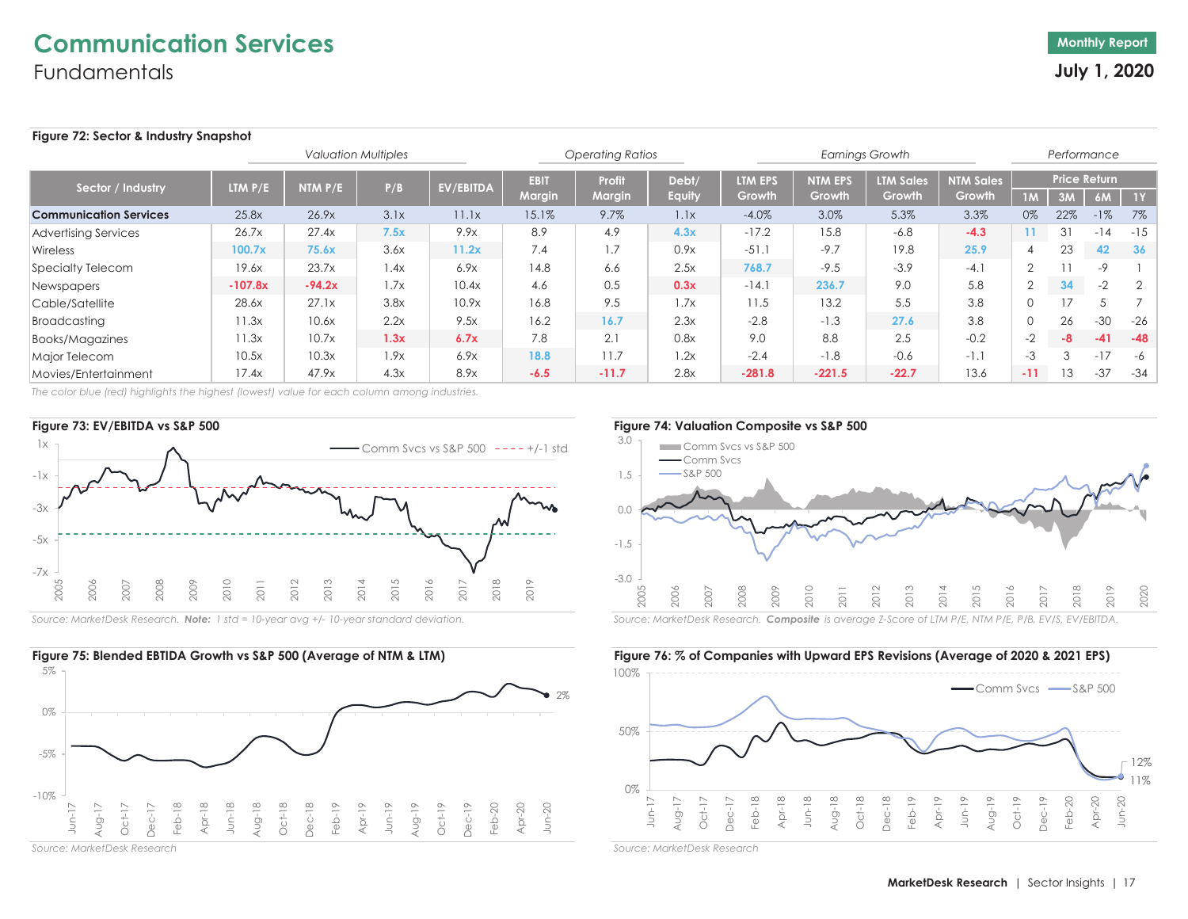# Communication Services

## Fundamentals

Monthly Report
**July 1, 2020**

**Figure 72: Sector & Industry Snapshot**

| Sector / Industry | Valuation Multiples | | | | Operating Ratios | | | Earnings Growth | | | | Performance | | | |
|---|---|---|---|---|---|---|---|---|---|---|---|---|---|---|---|
| | LTM P/E | NTM P/E | P/B | EV/EBITDA | EBIT Margin | Profit Margin | Debt/ Equity | LTM EPS Growth | NTM EPS Growth | LTM Sales Growth | NTM Sales Growth | Price Return 1M | 3M | 6M | 1Y |
| **Communication Services** | 25.8x | 26.9x | 3.1x | 11.1x | 15.1% | 9.7% | 1.1x | -4.0% | 3.0% | 5.3% | 3.3% | 0% | 22% | -1% | 7% |
| Advertising Services | 26.7x | 27.4x | 7.5x | 9.9x | 8.9 | 4.9 | 4.3x | -17.2 | 15.8 | -6.8 | -4.3 | 11 | 31 | -14 | -15 |
| Wireless | 100.7x | 75.6x | 3.6x | 11.2x | 7.4 | 1.7 | 0.9x | -51.1 | -9.7 | 19.8 | 25.9 | 4 | 23 | 42 | 36 |
| Specialty Telecom | 19.6x | 23.7x | 1.4x | 6.9x | 14.8 | 6.6 | 2.5x | 768.7 | -9.5 | -3.9 | -4.1 | 2 | 11 | -9 | 1 |
| Newspapers | -107.8x | -94.2x | 1.7x | 10.4x | 4.6 | 0.5 | 0.3x | -14.1 | 236.7 | 9.0 | 5.8 | 2 | 34 | -2 | 2 |
| Cable/Satellite | 28.6x | 27.1x | 3.8x | 10.9x | 16.8 | 9.5 | 1.7x | 11.5 | 13.2 | 5.5 | 3.8 | 0 | 17 | 5 | 7 |
| Broadcasting | 11.3x | 10.6x | 2.2x | 9.5x | 16.2 | 16.7 | 2.3x | -2.8 | -1.3 | 27.6 | 3.8 | 0 | 26 | -30 | -26 |
| Books/Magazines | 11.3x | 10.7x | 1.3x | 6.7x | 7.8 | 2.1 | 0.8x | 9.0 | 8.8 | 2.5 | -0.2 | -2 | -8 | -41 | -48 |
| Major Telecom | 10.5x | 10.3x | 1.9x | 6.9x | 18.8 | 11.7 | 1.2x | -2.4 | -1.8 | -0.6 | -1.1 | -3 | 3 | -17 | -6 |
| Movies/Entertainment | 17.4x | 47.9x | 4.3x | 8.9x | -6.5 | -11.7 | 2.8x | -281.8 | -221.5 | -22.7 | 13.6 | -11 | 13 | -37 | -34 |

*The color blue (red) highlights the highest (lowest) value for each column among industries.*

**Figure 73: EV/EBITDA vs S&P 500**

*Source: MarketDesk Research. **Note:** 1 std = 10-year avg +/- 10-year standard deviation.*

**Figure 74: Valuation Composite vs S&P 500**

*Source: MarketDesk Research. **Composite** is average Z-Score of LTM P/E, NTM P/E, P/B, EV/S, EV/EBITDA.*

**Figure 75: Blended EBTIDA Growth vs S&P 500 (Average of NTM & LTM)**

*Source: MarketDesk Research*

**Figure 76: % of Companies with Upward EPS Revisions (Average of 2020 & 2021 EPS)**

*Source: MarketDesk Research*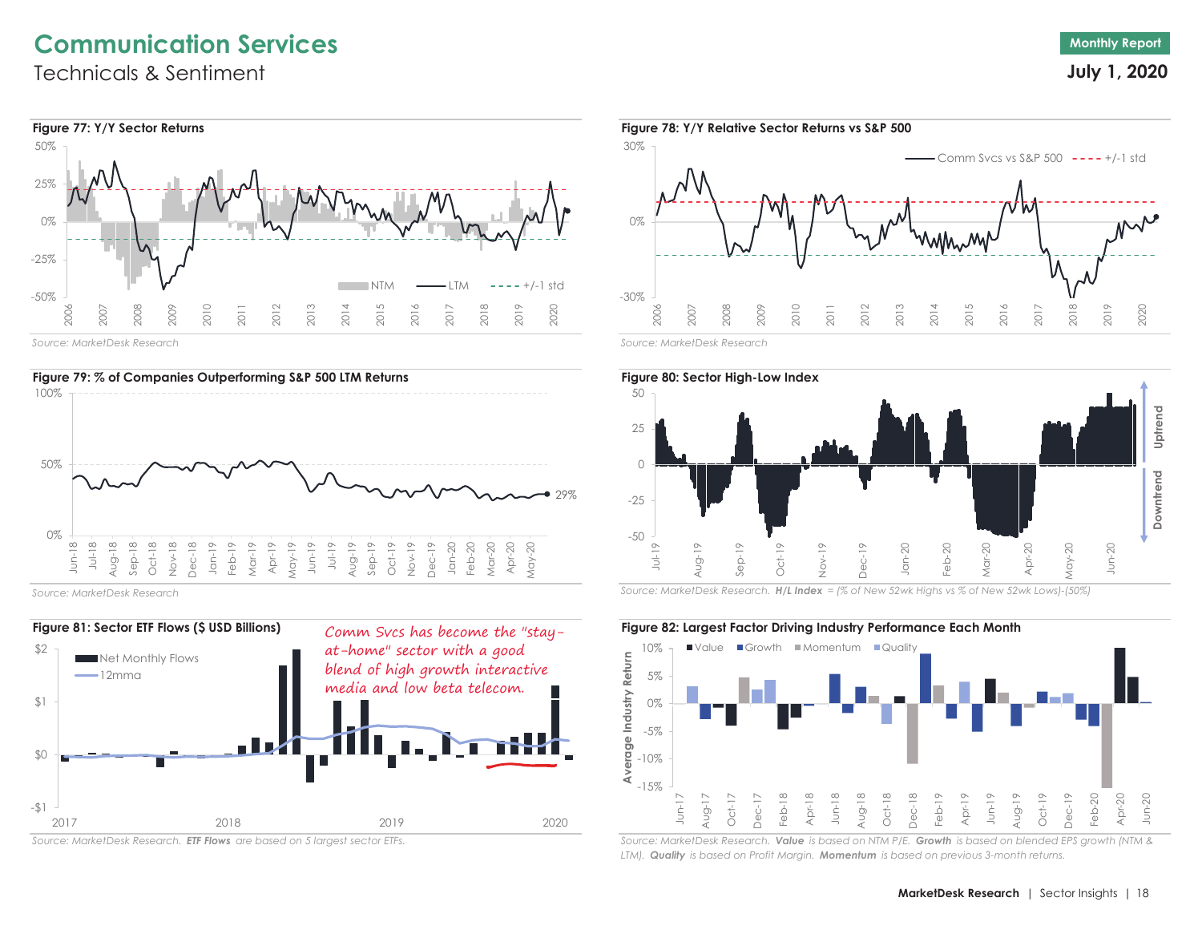# Communication Services

## Technicals & Sentiment

Monthly Report

**July 1, 2020**

**Figure 77: Y/Y Sector Returns**

Source: MarketDesk Research

**Figure 78: Y/Y Relative Sector Returns vs S&P 500**

Source: MarketDesk Research

**Figure 79: % of Companies Outperforming S&P 500 LTM Returns**

Source: MarketDesk Research

**Figure 80: Sector High-Low Index**

Source: MarketDesk Research. ***H/L Index*** *= (% of New 52wk Highs vs % of New 52wk Lows)-(50%)*

**Figure 81: Sector ETF Flows ($ USD Billions)**

Comm Svcs has become the "stay-at-home" sector with a good blend of high growth interactive media and low beta telecom.

*Source: MarketDesk Research.* ***ETF Flows*** *are based on 5 largest sector ETFs.*

**Figure 82: Largest Factor Driving Industry Performance Each Month**

*Source: MarketDesk Research.* ***Value*** *is based on NTM P/E.* ***Growth*** *is based on blended EPS growth (NTM & LTM).* ***Quality*** *is based on Profit Margin.* ***Momentum*** *is based on previous 3-month returns.*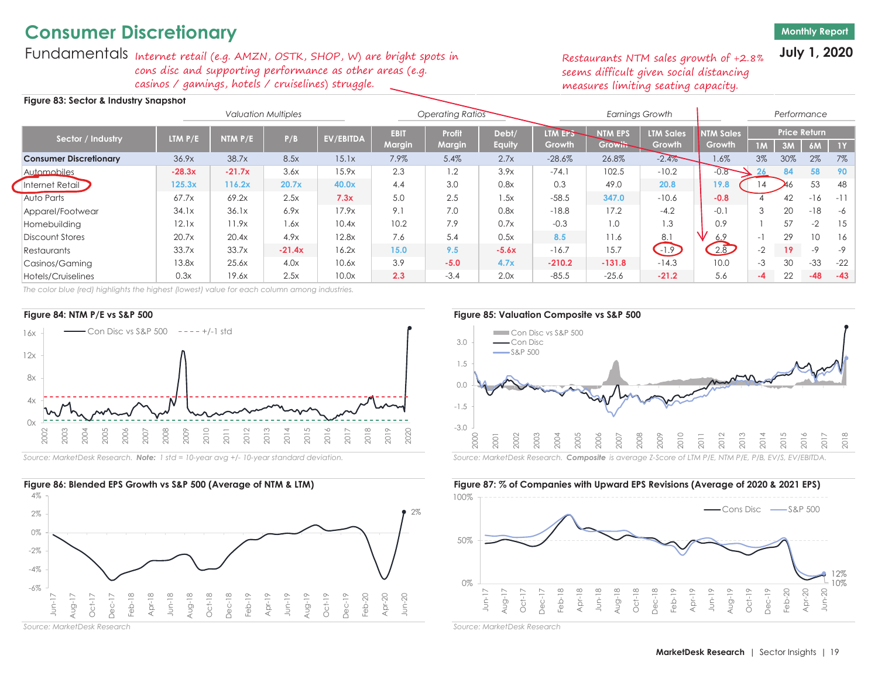# Consumer Discretionary

Monthly Report

July 1, 2020

## Fundamentals

*Internet retail (e.g. AMZN, OSTK, SHOP, W) are bright spots in cons disc and supporting performance as other areas (e.g. casinos / gamings, hotels / cruiselines) struggle.*

*Restaurants NTM sales growth of +2.8% seems difficult given social distancing measures limiting seating capacity.*

**Figure 83: Sector & Industry Snapshot**

| Sector / Industry | Valuation Multiples | | | | Operating Ratios | | | Earnings Growth | | | | Performance | | | |
|---|---|---|---|---|---|---|---|---|---|---|---|---|---|---|---|
| | LTM P/E | NTM P/E | P/B | EV/EBITDA | EBIT Margin | Profit Margin | Debt/ Equity | LTM EPS Growth | NTM EPS Growth | LTM Sales Growth | NTM Sales Growth | Price Return 1M | 3M | 6M | 1Y |
| **Consumer Discretionary** | 36.9x | 38.7x | 8.5x | 15.1x | 7.9% | 5.4% | 2.7x | -28.6% | 26.8% | -2.4% | 1.6% | 3% | 30% | 2% | 7% |
| Automobiles | -28.3x | -21.7x | 3.6x | 15.9x | 2.3 | 1.2 | 3.9x | -74.1 | 102.5 | -10.2 | -0.8 | 26 | 84 | 58 | 90 |
| Internet Retail | 125.3x | 116.2x | 20.7x | 40.0x | 4.4 | 3.0 | 0.8x | 0.3 | 49.0 | 20.8 | 19.8 | 14 | 46 | 53 | 48 |
| Auto Parts | 67.7x | 69.2x | 2.5x | 7.3x | 5.0 | 2.5 | 1.5x | -58.5 | 347.0 | -10.6 | -0.8 | 4 | 42 | -16 | -11 |
| Apparel/Footwear | 34.1x | 36.1x | 6.9x | 17.9x | 9.1 | 7.0 | 0.8x | -18.8 | 17.2 | -4.2 | -0.1 | 3 | 20 | -18 | -6 |
| Homebuilding | 12.1x | 11.9x | 1.6x | 10.4x | 10.2 | 7.9 | 0.7x | -0.3 | 1.0 | 1.3 | 0.9 | 1 | 57 | -2 | 15 |
| Discount Stores | 20.7x | 20.4x | 4.9x | 12.8x | 7.6 | 5.4 | 0.5x | 8.5 | 11.6 | 8.1 | 6.9 | -1 | 29 | 10 | 16 |
| Restaurants | 33.7x | 33.7x | -21.4x | 16.2x | 15.0 | 9.5 | -5.6x | -16.7 | 15.7 | -1.9 | 2.8 | -2 | 19 | -9 | -9 |
| Casinos/Gaming | 13.8x | 25.6x | 4.0x | 10.6x | 3.9 | -5.0 | 4.7x | -210.2 | -131.8 | -14.3 | 10.0 | -3 | 30 | -33 | -22 |
| Hotels/Cruiselines | 0.3x | 19.6x | 2.5x | 10.0x | 2.3 | -3.4 | 2.0x | -85.5 | -25.6 | -21.2 | 5.6 | -4 | 22 | -48 | -43 |

*The color blue (red) highlights the highest (lowest) value for each column among industries.*

**Figure 84: NTM P/E vs S&P 500**

*Source: MarketDesk Research. **Note:** 1 std = 10-year avg +/- 10-year standard deviation.*

**Figure 85: Valuation Composite vs S&P 500**

*Source: MarketDesk Research. **Composite** is average Z-Score of LTM P/E, NTM P/E, P/B, EV/S, EV/EBITDA.*

**Figure 86: Blended EPS Growth vs S&P 500 (Average of NTM & LTM)**

*Source: MarketDesk Research*

**Figure 87: % of Companies with Upward EPS Revisions (Average of 2020 & 2021 EPS)**

*Source: MarketDesk Research*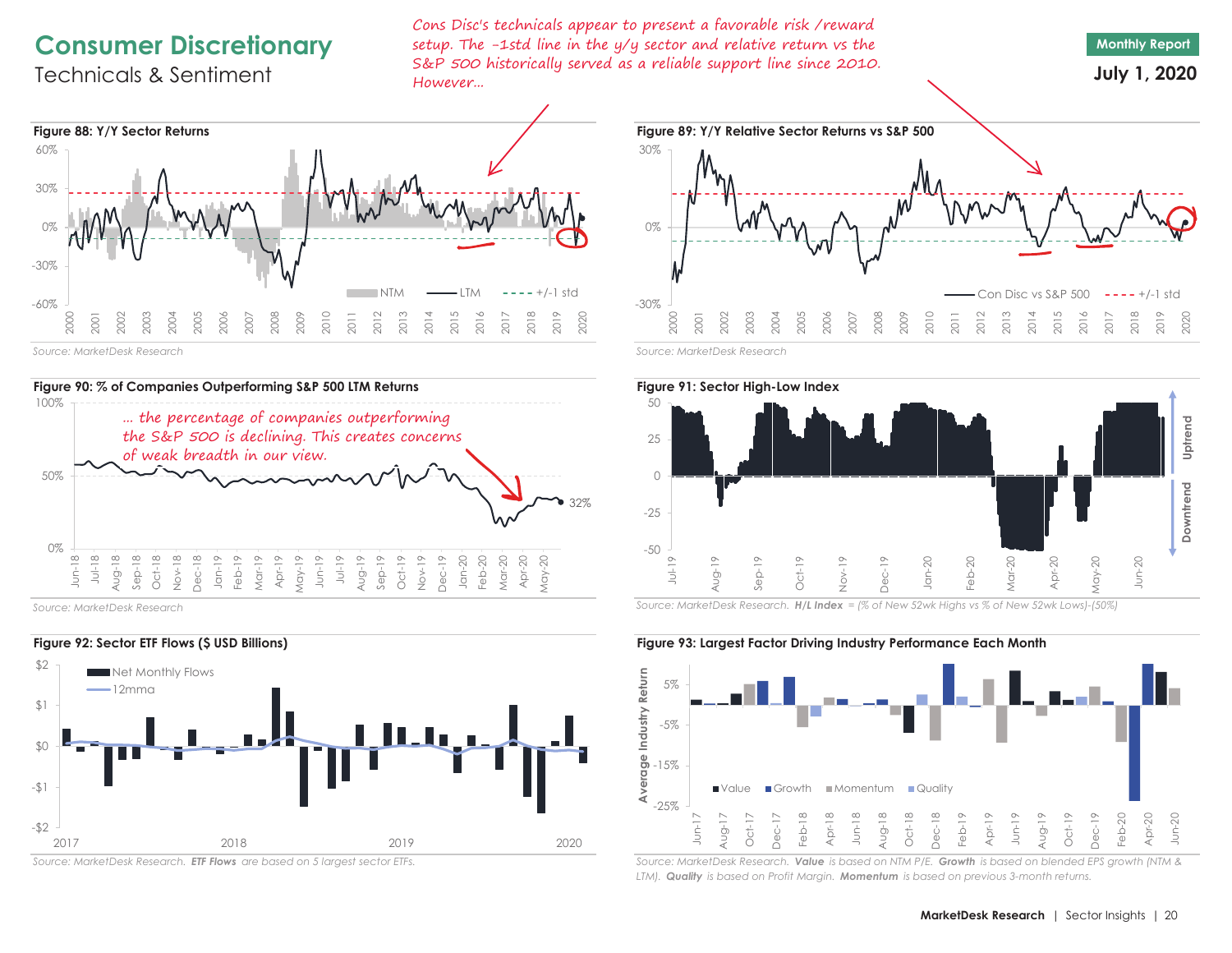# Consumer Discretionary
## Technicals & Sentiment

**Monthly Report**
**July 1, 2020**

*Cons Disc's technicals appear to present a favorable risk /reward setup. The -1std line in the y/y sector and relative return vs the S&P 500 historically served as a reliable support line since 2010. However...*

**Figure 88: Y/Y Sector Returns**

Source: MarketDesk Research

**Figure 89: Y/Y Relative Sector Returns vs S&P 500**

Source: MarketDesk Research

**Figure 90: % of Companies Outperforming S&P 500 LTM Returns**

*... the percentage of companies outperforming the S&P 500 is declining. This creates concerns of weak breadth in our view.*

Source: MarketDesk Research

**Figure 91: Sector High-Low Index**

Source: MarketDesk Research. ***H/L Index*** = (% of New 52wk Highs vs % of New 52wk Lows)-(50%)

**Figure 92: Sector ETF Flows ($ USD Billions)**

Source: MarketDesk Research. ***ETF Flows*** are based on 5 largest sector ETFs.

**Figure 93: Largest Factor Driving Industry Performance Each Month**

Source: MarketDesk Research. ***Value*** is based on NTM P/E. ***Growth*** is based on blended EPS growth (NTM & LTM). ***Quality*** is based on Profit Margin. ***Momentum*** is based on previous 3-month returns.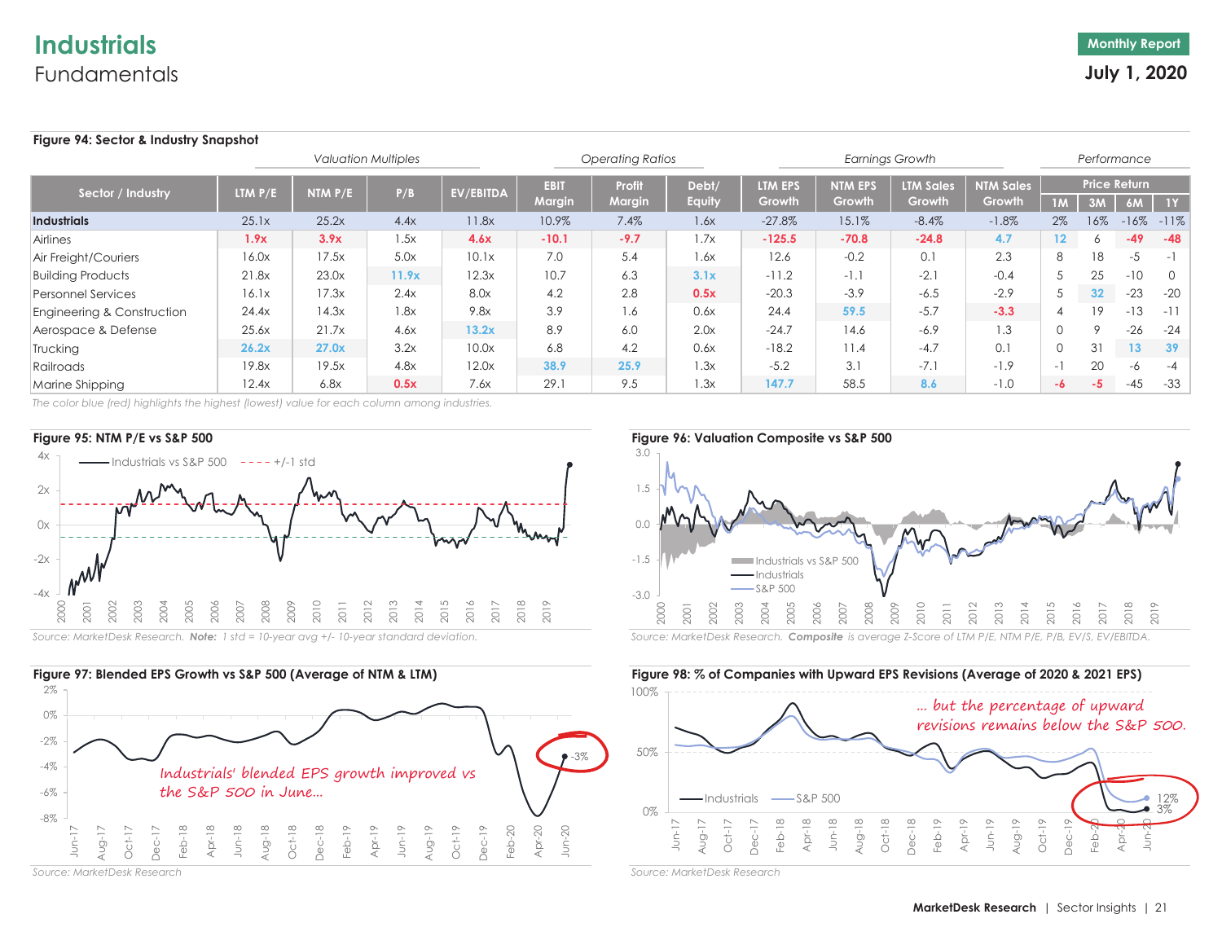# Industrials
## Fundamentals

Monthly Report
**July 1, 2020**

**Figure 94: Sector & Industry Snapshot**

| Sector / Industry | Valuation Multiples | | | | Operating Ratios | | | Earnings Growth | | | | Performance | | | |
|---|---|---|---|---|---|---|---|---|---|---|---|---|---|---|---|
| | LTM P/E | NTM P/E | P/B | EV/EBITDA | EBIT Margin | Profit Margin | Debt/ Equity | LTM EPS Growth | NTM EPS Growth | LTM Sales Growth | NTM Sales Growth | Price Return 1M | 3M | 6M | 1Y |
| **Industrials** | 25.1x | 25.2x | 4.4x | 11.8x | 10.9% | 7.4% | 1.6x | -27.8% | 15.1% | -8.4% | -1.8% | 2% | 16% | -16% | -11% |
| Airlines | 1.9x | 3.9x | 1.5x | 4.6x | -10.1 | -9.7 | 1.7x | -125.5 | -70.8 | -24.8 | 4.7 | 12 | 6 | -49 | -48 |
| Air Freight/Couriers | 16.0x | 17.5x | 5.0x | 10.1x | 7.0 | 5.4 | 1.6x | 12.6 | -0.2 | 0.1 | 2.3 | 8 | 18 | -5 | -1 |
| Building Products | 21.8x | 23.0x | 11.9x | 12.3x | 10.7 | 6.3 | 3.1x | -11.2 | -1.1 | -2.1 | -0.4 | 5 | 25 | -10 | 0 |
| Personnel Services | 16.1x | 17.3x | 2.4x | 8.0x | 4.2 | 2.8 | 0.5x | -20.3 | -3.9 | -6.5 | -2.9 | 5 | 32 | -23 | -20 |
| Engineering & Construction | 24.4x | 14.3x | 1.8x | 9.8x | 3.9 | 1.6 | 0.6x | 24.4 | 59.5 | -5.7 | -3.3 | 4 | 19 | -13 | -11 |
| Aerospace & Defense | 25.6x | 21.7x | 4.6x | 13.2x | 8.9 | 6.0 | 2.0x | -24.7 | 14.6 | -6.9 | 1.3 | 0 | 9 | -26 | -24 |
| Trucking | 26.2x | 27.0x | 3.2x | 10.0x | 6.8 | 4.2 | 0.6x | -18.2 | 11.4 | -4.7 | 0.1 | 0 | 31 | 13 | 39 |
| Railroads | 19.8x | 19.5x | 4.8x | 12.0x | 38.9 | 25.9 | 1.3x | -5.2 | 3.1 | -7.1 | -1.9 | -1 | 20 | -6 | -4 |
| Marine Shipping | 12.4x | 6.8x | 0.5x | 7.6x | 29.1 | 9.5 | 1.3x | 147.7 | 58.5 | 8.6 | -1.0 | -6 | -5 | -45 | -33 |

*The color blue (red) highlights the highest (lowest) value for each column among industries.*

**Figure 95: NTM P/E vs S&P 500**

*Source: MarketDesk Research. **Note:** 1 std = 10-year avg +/- 10-year standard deviation.*

**Figure 96: Valuation Composite vs S&P 500**

*Source: MarketDesk Research. **Composite** is average Z-Score of LTM P/E, NTM P/E, P/B, EV/S, EV/EBITDA.*

**Figure 97: Blended EPS Growth vs S&P 500 (Average of NTM & LTM)**

Industrials' blended EPS growth improved vs the S&P 500 in June…

*Source: MarketDesk Research*

**Figure 98: % of Companies with Upward EPS Revisions (Average of 2020 & 2021 EPS)**

… but the percentage of upward revisions remains below the S&P 500.

*Source: MarketDesk Research*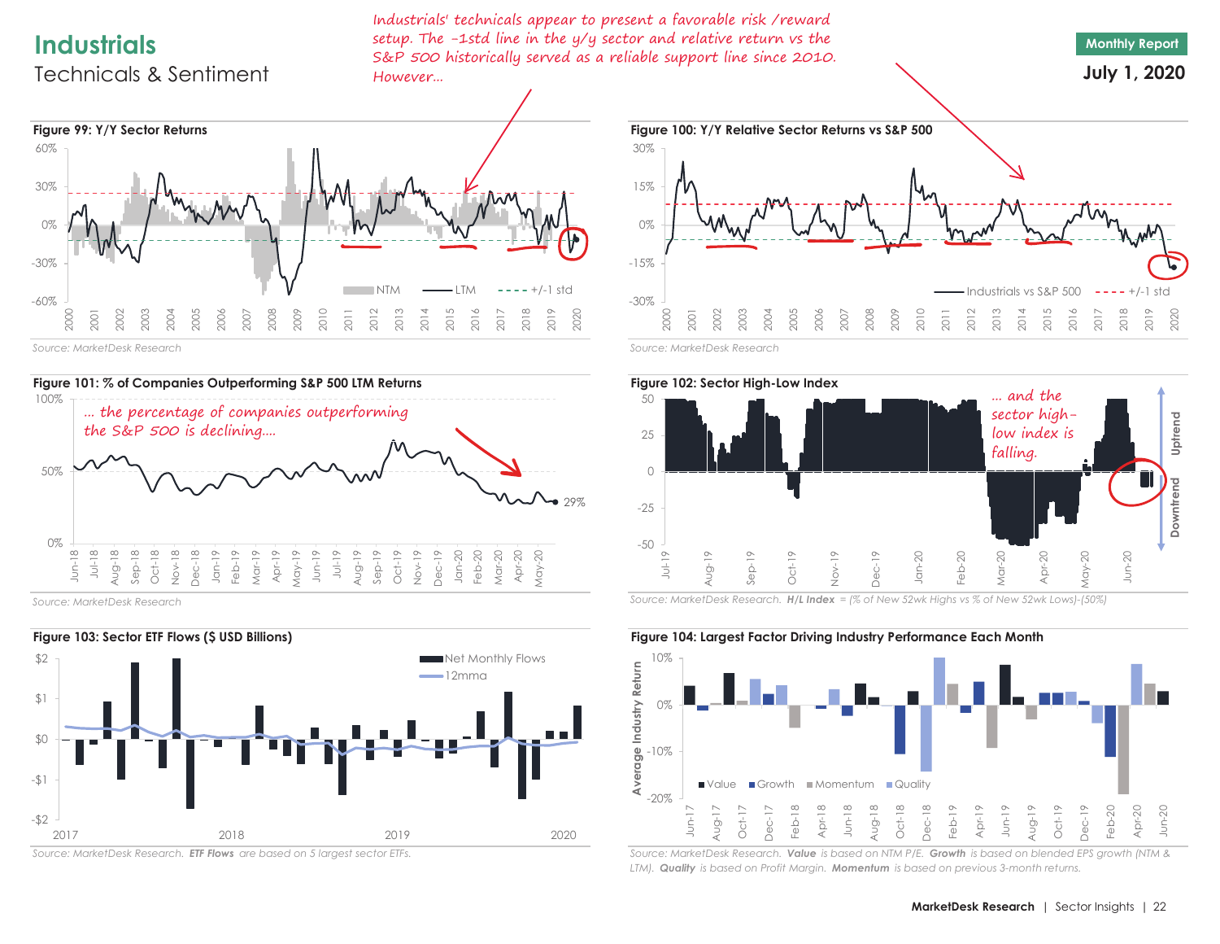# Industrials

## Technicals & Sentiment

Monthly Report

**July 1, 2020**

*Industrials' technicals appear to present a favorable risk/reward setup. The -1std line in the y/y sector and relative return vs the S&P 500 historically served as a reliable support line since 2010. However...*

**Figure 99: Y/Y Sector Returns**

Source: MarketDesk Research

**Figure 100: Y/Y Relative Sector Returns vs S&P 500**

Source: MarketDesk Research

**Figure 101: % of Companies Outperforming S&P 500 LTM Returns**

*... the percentage of companies outperforming the S&P 500 is declining....*

Source: MarketDesk Research

**Figure 102: Sector High-Low Index**

*... and the sector high-low index is falling.*

Source: MarketDesk Research. ***H/L Index*** = (% of New 52wk Highs vs % of New 52wk Lows)-(50%)

**Figure 103: Sector ETF Flows ($ USD Billions)**

Source: MarketDesk Research. ***ETF Flows*** are based on 5 largest sector ETFs.

**Figure 104: Largest Factor Driving Industry Performance Each Month**

Source: MarketDesk Research. ***Value*** is based on NTM P/E. ***Growth*** is based on blended EPS growth (NTM & LTM). ***Quality*** is based on Profit Margin. ***Momentum*** is based on previous 3-month returns.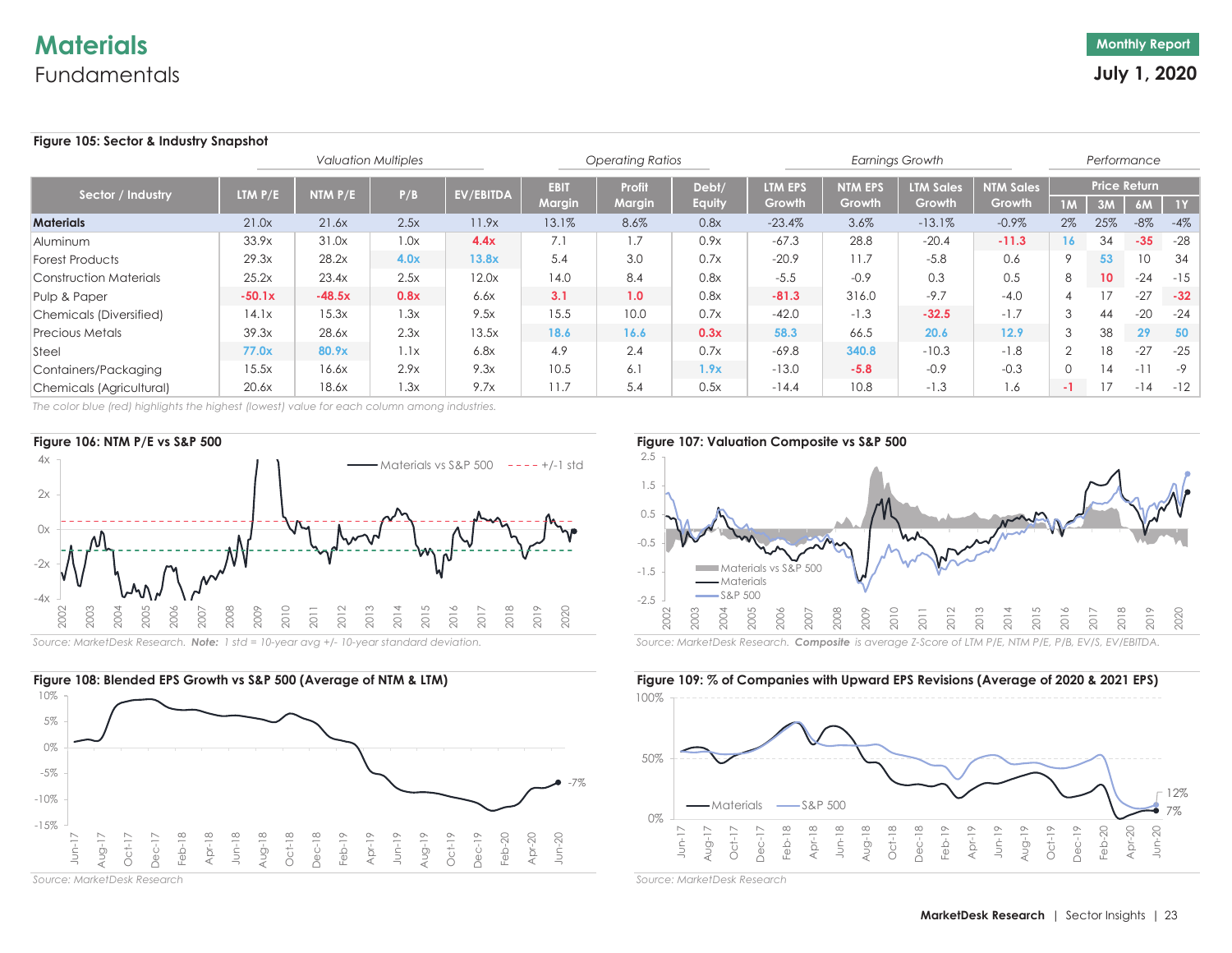# Materials
## Fundamentals

Monthly Report
**July 1, 2020**

**Figure 105: Sector & Industry Snapshot**

| Sector / Industry | Valuation Multiples | | | | Operating Ratios | | | Earnings Growth | | | | Performance | | | |
|---|---|---|---|---|---|---|---|---|---|---|---|---|---|---|---|
| | LTM P/E | NTM P/E | P/B | EV/EBITDA | EBIT Margin | Profit Margin | Debt/ Equity | LTM EPS Growth | NTM EPS Growth | LTM Sales Growth | NTM Sales Growth | Price Return 1M | 3M | 6M | 1Y |
| **Materials** | 21.0x | 21.6x | 2.5x | 11.9x | 13.1% | 8.6% | 0.8x | -23.4% | 3.6% | -13.1% | -0.9% | 2% | 25% | -8% | -4% |
| Aluminum | 33.9x | 31.0x | 1.0x | 4.4x | 7.1 | 1.7 | 0.9x | -67.3 | 28.8 | -20.4 | -11.3 | 16 | 34 | -35 | -28 |
| Forest Products | 29.3x | 28.2x | 4.0x | 13.8x | 5.4 | 3.0 | 0.7x | -20.9 | 11.7 | -5.8 | 0.6 | 9 | 53 | 10 | 34 |
| Construction Materials | 25.2x | 23.4x | 2.5x | 12.0x | 14.0 | 8.4 | 0.8x | -5.5 | -0.9 | 0.3 | 0.5 | 8 | 10 | -24 | -15 |
| Pulp & Paper | -50.1x | -48.5x | 0.8x | 6.6x | 3.1 | 1.0 | 0.8x | -81.3 | 316.0 | -9.7 | -4.0 | 4 | 17 | -27 | -32 |
| Chemicals (Diversified) | 14.1x | 15.3x | 1.3x | 9.5x | 15.5 | 10.0 | 0.7x | -42.0 | -1.3 | -32.5 | -1.7 | 3 | 44 | -20 | -24 |
| Precious Metals | 39.3x | 28.6x | 2.3x | 13.5x | 18.6 | 16.6 | 0.3x | 58.3 | 66.5 | 20.6 | 12.9 | 3 | 38 | 29 | 50 |
| Steel | 77.0x | 80.9x | 1.1x | 6.8x | 4.9 | 2.4 | 0.7x | -69.8 | 340.8 | -10.3 | -1.8 | 2 | 18 | -27 | -25 |
| Containers/Packaging | 15.5x | 16.6x | 2.9x | 9.3x | 10.5 | 6.1 | 1.9x | -13.0 | -5.8 | -0.9 | -0.3 | 0 | 14 | -11 | -9 |
| Chemicals (Agricultural) | 20.6x | 18.6x | 1.3x | 9.7x | 11.7 | 5.4 | 0.5x | -14.4 | 10.8 | -1.3 | 1.6 | -1 | 17 | -14 | -12 |

*The color blue (red) highlights the highest (lowest) value for each column among industries.*

**Figure 106: NTM P/E vs S&P 500**

*Source: MarketDesk Research. **Note:** 1 std = 10-year avg +/- 10-year standard deviation.*

**Figure 107: Valuation Composite vs S&P 500**

*Source: MarketDesk Research. **Composite** is average Z-Score of LTM P/E, NTM P/E, P/B, EV/S, EV/EBITDA.*

**Figure 108: Blended EPS Growth vs S&P 500 (Average of NTM & LTM)**

*Source: MarketDesk Research*

**Figure 109: % of Companies with Upward EPS Revisions (Average of 2020 & 2021 EPS)**

*Source: MarketDesk Research*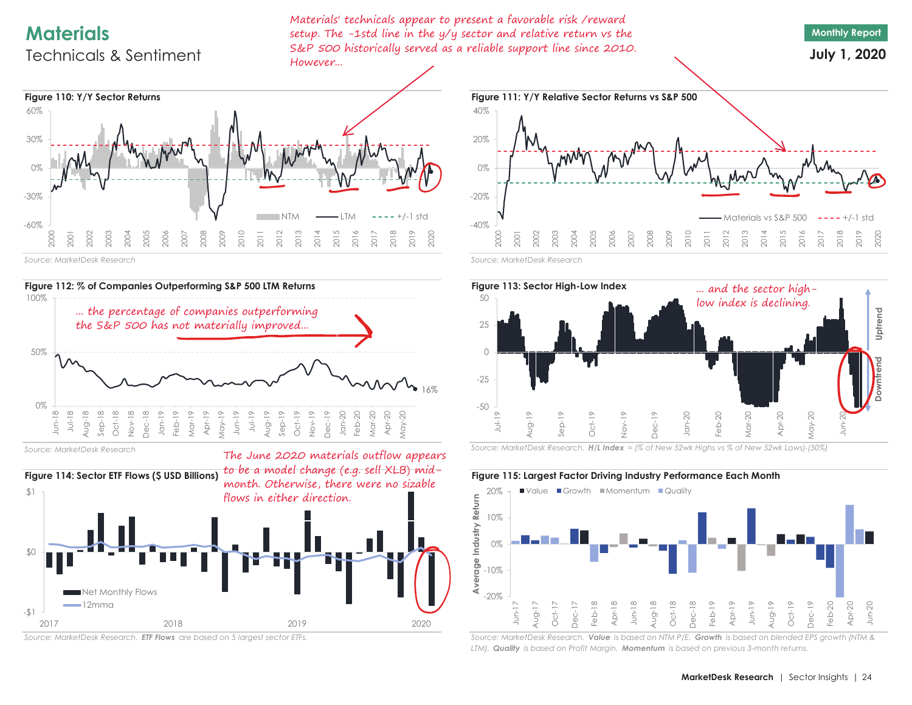# Materials

## Technicals & Sentiment

*Materials' technicals appear to present a favorable risk /reward setup. The -1std line in the y/y sector and relative return vs the S&P 500 historically served as a reliable support line since 2010. However...*

**Figure 110: Y/Y Sector Returns**

Source: MarketDesk Research

**Figure 111: Y/Y Relative Sector Returns vs S&P 500**

Source: MarketDesk Research

**Figure 112: % of Companies Outperforming S&P 500 LTM Returns**

*... the percentage of companies outperforming the S&P 500 has not materially improved...*

Source: MarketDesk Research

**Figure 113: Sector High-Low Index**

*... and the sector high-low index is declining.*

Source: MarketDesk Research. ***H/L Index*** = (% of New 52wk Highs vs % of New 52wk Lows)-(50%)

**Figure 114: Sector ETF Flows ($ USD Billions)**

*The June 2020 materials outflow appears to be a model change (e.g. sell XLB) mid-month. Otherwise, there were no sizable flows in either direction.*

Source: MarketDesk Research. ***ETF Flows*** are based on 5 largest sector ETFs.

**Figure 115: Largest Factor Driving Industry Performance Each Month**

Source: MarketDesk Research. ***Value*** is based on NTM P/E. ***Growth*** is based on blended EPS growth (NTM & LTM). ***Quality*** is based on Profit Margin. ***Momentum*** is based on previous 3-month returns.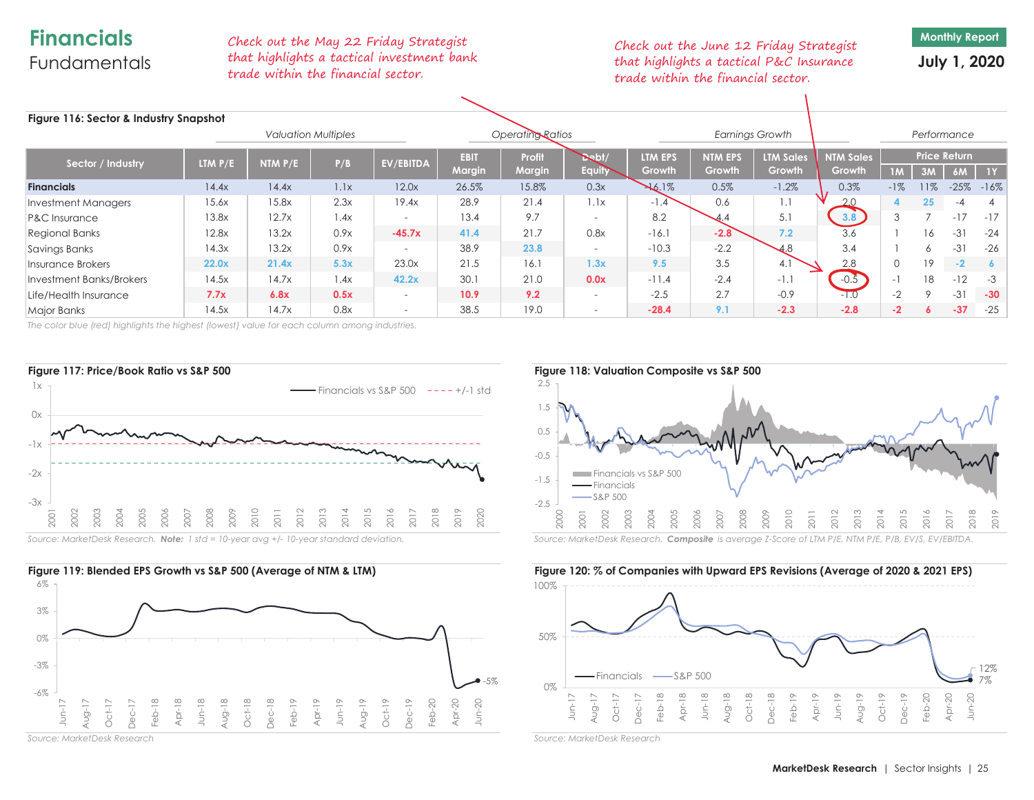# Financials
## Fundamentals

*Check out the May 22 Friday Strategist that highlights a tactical investment bank trade within the financial sector.*

*Check out the June 12 Friday Strategist that highlights a tactical P&C Insurance trade within the financial sector.*

**Monthly Report**
**July 1, 2020**

**Figure 116: Sector & Industry Snapshot**

| Sector / Industry | Valuation Multiples | | | | Operating Ratios | | | Earnings Growth | | | | Performance | | | |
|---|---|---|---|---|---|---|---|---|---|---|---|---|---|---|---|
| | LTM P/E | NTM P/E | P/B | EV/EBITDA | EBIT Margin | Profit Margin | Debt/ Equity | LTM EPS Growth | NTM EPS Growth | LTM Sales Growth | NTM Sales Growth | Price Return 1M | 3M | 6M | 1Y |
| **Financials** | 14.4x | 14.4x | 1.1x | 12.0x | 26.5% | 15.8% | 0.3x | -16.1% | 0.5% | -1.2% | 0.3% | -1% | 11% | -25% | -16% |
| Investment Managers | 15.6x | 15.8x | 2.3x | 19.4x | 28.9 | 21.4 | 1.1x | -1.4 | 0.6 | 1.1 | 2.0 | 4 | 25 | -4 | 4 |
| P&C Insurance | 13.8x | 12.7x | 1.4x | - | 13.4 | 9.7 | - | 8.2 | 4.4 | 5.1 | 3.8 | 3 | 7 | -17 | -17 |
| Regional Banks | 12.8x | 13.2x | 0.9x | -45.7x | 41.4 | 21.7 | 0.8x | -16.1 | -2.8 | 7.2 | 3.6 | 1 | 16 | -31 | -24 |
| Savings Banks | 14.3x | 13.2x | 0.9x | - | 38.9 | 23.8 | - | -10.3 | -2.2 | 4.8 | 3.4 | 1 | 6 | -31 | -26 |
| Insurance Brokers | 22.0x | 21.4x | 5.3x | 23.0x | 21.5 | 16.1 | 1.3x | 9.5 | 3.5 | 4.1 | 2.8 | 0 | 19 | -2 | 6 |
| Investment Banks/Brokers | 14.5x | 14.7x | 1.4x | 42.2x | 30.1 | 21.0 | 0.0x | -11.4 | -2.4 | -1.1 | -0.5 | -1 | 18 | -12 | -3 |
| Life/Health Insurance | 7.7x | 6.8x | 0.5x | - | 10.9 | 9.2 | - | -2.5 | 2.7 | -0.9 | -1.0 | -2 | 9 | -31 | -30 |
| Major Banks | 14.5x | 14.7x | 0.8x | - | 38.5 | 19.0 | - | -28.4 | 9.1 | -2.3 | -2.8 | -2 | 6 | -37 | -25 |

*The color blue (red) highlights the highest (lowest) value for each column among industries.*

**Figure 117: Price/Book Ratio vs S&P 500**

*Source: MarketDesk Research. **Note:** 1 std = 10-year avg +/- 10-year standard deviation.*

**Figure 118: Valuation Composite vs S&P 500**

*Source: MarketDesk Research. **Composite** is average Z-Score of LTM P/E, NTM P/E, P/B, EV/S, EV/EBITDA.*

**Figure 119: Blended EPS Growth vs S&P 500 (Average of NTM & LTM)**

*Source: MarketDesk Research*

**Figure 120: % of Companies with Upward EPS Revisions (Average of 2020 & 2021 EPS)**

*Source: MarketDesk Research*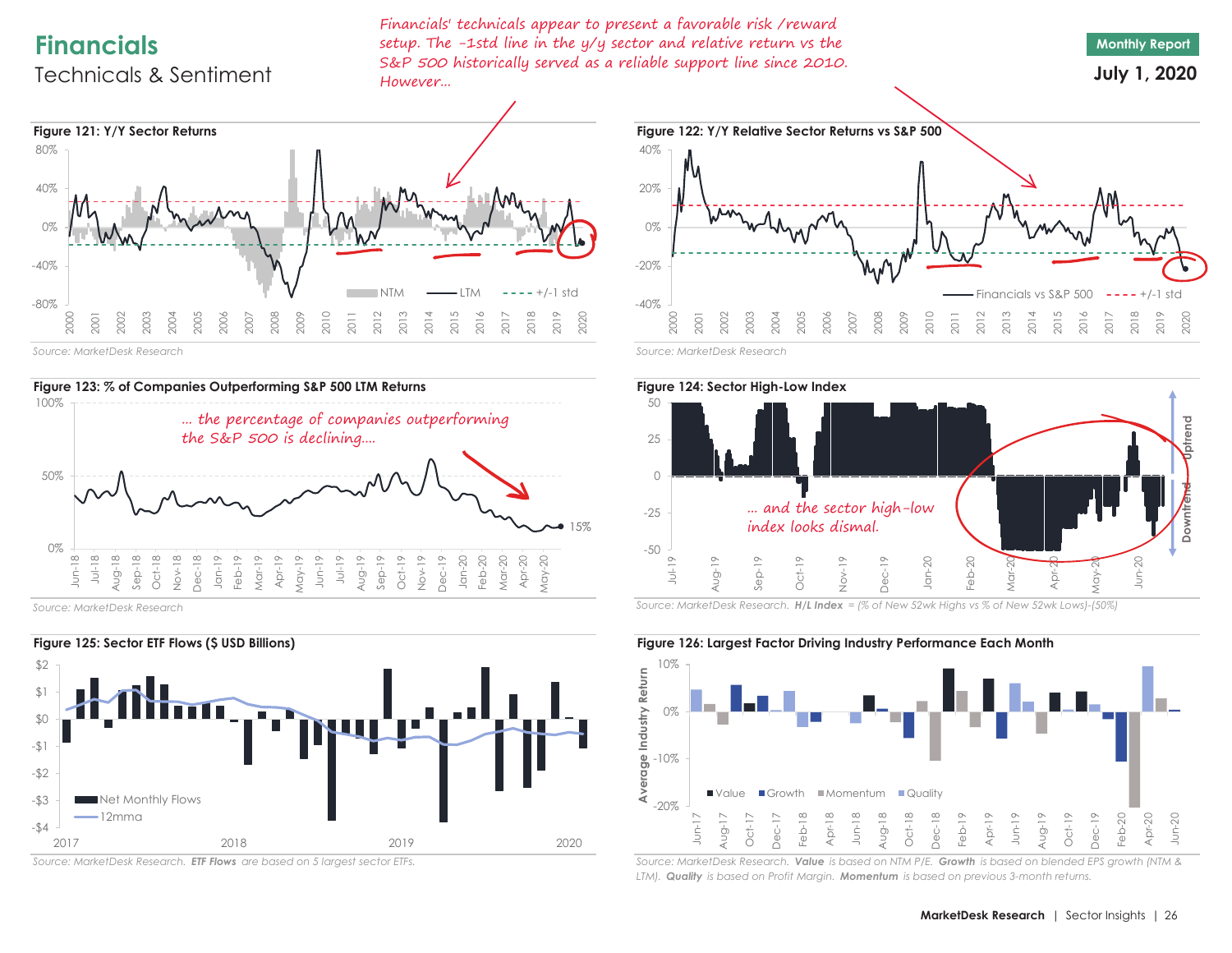# Financials

## Technical & Sentiment

*Financials' technicals appear to present a favorable risk /reward setup. The -1std line in the y/y sector and relative return vs the S&P 500 historically served as a reliable support line since 2010. However...*

**Monthly Report**

**July 1, 2020**

**Figure 121: Y/Y Sector Returns**

Source: MarketDesk Research

**Figure 122: Y/Y Relative Sector Returns vs S&P 500**

Source: MarketDesk Research

**Figure 123: % of Companies Outperforming S&P 500 LTM Returns**

*... the percentage of companies outperforming the S&P 500 is declining....*

Source: MarketDesk Research

**Figure 124: Sector High-Low Index**

*... and the sector high-low index looks dismal.*

Source: MarketDesk Research. ***H/L Index*** *= (% of New 52wk Highs vs % of New 52wk Lows)-(50%)*

**Figure 125: Sector ETF Flows ($ USD Billions)**

Source: MarketDesk Research. ***ETF Flows*** *are based on 5 largest sector ETFs.*

**Figure 126: Largest Factor Driving Industry Performance Each Month**

Source: MarketDesk Research. ***Value*** *is based on NTM P/E.* ***Growth*** *is based on blended EPS growth (NTM & LTM).* ***Quality*** *is based on Profit Margin.* ***Momentum*** *is based on previous 3-month returns.*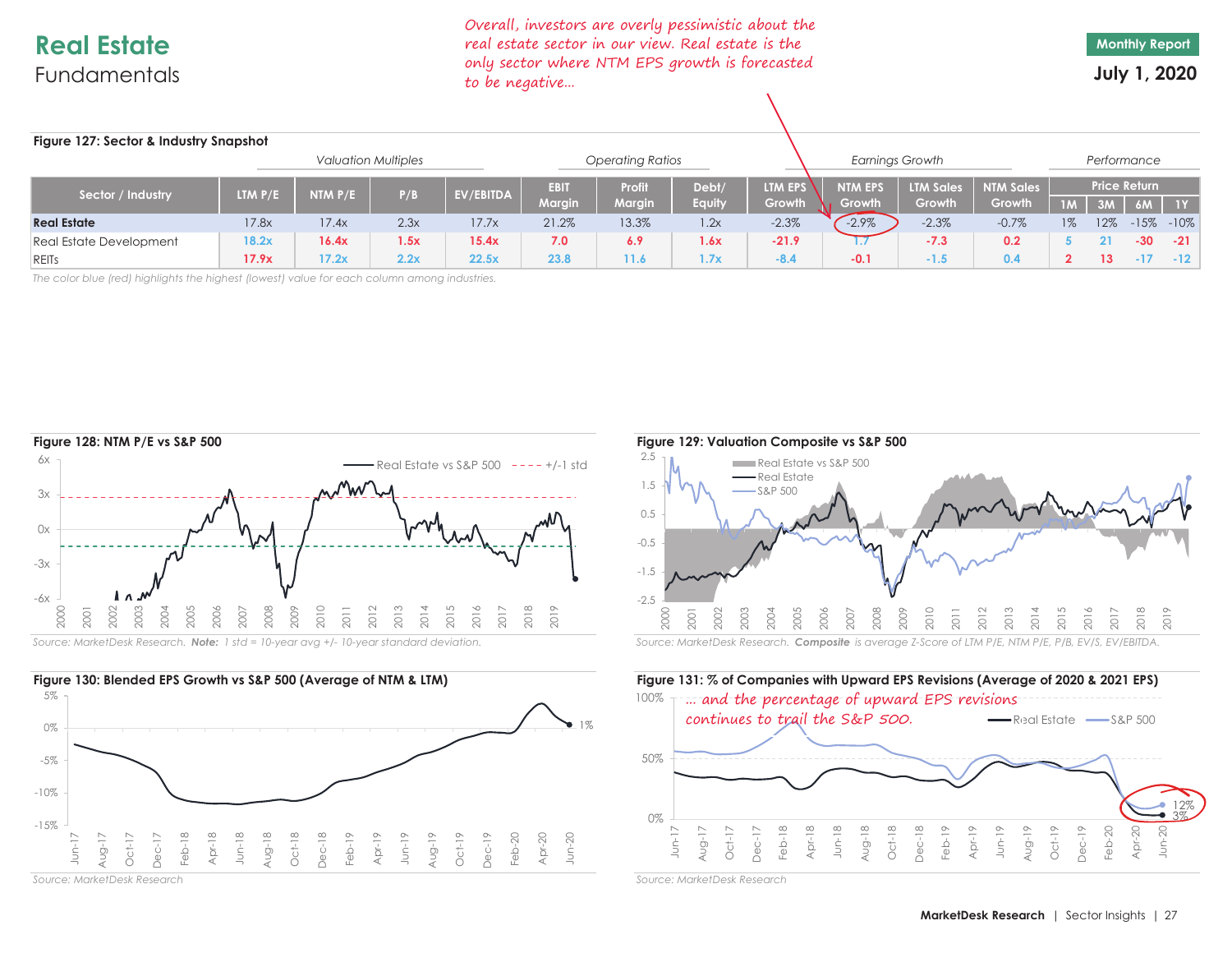# Real Estate

## Fundamentals

*Overall, investors are overly pessimistic about the real estate sector in our view. Real estate is the only sector where NTM EPS growth is forecasted to be negative...*

**Monthly Report**

**July 1, 2020**

**Figure 127: Sector & Industry Snapshot**

| Sector / Industry | Valuation Multiples | | | | Operating Ratios | | | Earnings Growth | | | | Performance | | | |
|---|---|---|---|---|---|---|---|---|---|---|---|---|---|---|---|
| | LTM P/E | NTM P/E | P/B | EV/EBITDA | EBIT Margin | Profit Margin | Debt/ Equity | LTM EPS Growth | NTM EPS Growth | LTM Sales Growth | NTM Sales Growth | Price Return 1M | 3M | 6M | 1Y |
| **Real Estate** | 17.8x | 17.4x | 2.3x | 17.7x | 21.2% | 13.3% | 1.2x | -2.3% | -2.9% | -2.3% | -0.7% | 1% | 12% | -15% | -10% |
| Real Estate Development | 18.2x | 16.4x | 1.5x | 15.4x | 7.0 | 6.9 | 1.6x | -21.9 | 1.7 | -7.3 | 0.2 | 5 | 21 | -30 | -21 |
| REITs | 17.9x | 17.2x | 2.2x | 22.5x | 23.8 | 11.6 | 1.7x | -8.4 | -0.1 | -1.5 | 0.4 | 2 | 13 | -17 | -12 |

*The color blue (red) highlights the highest (lowest) value for each column among industries.*

**Figure 128: NTM P/E vs S&P 500**

Source: MarketDesk Research. **Note:** 1 std = 10-year avg +/- 10-year standard deviation.

**Figure 129: Valuation Composite vs S&P 500**

Source: MarketDesk Research. **Composite** is average Z-Score of LTM P/E, NTM P/E, P/B, EV/S, EV/EBITDA.

**Figure 130: Blended EPS Growth vs S&P 500 (Average of NTM & LTM)**

Source: MarketDesk Research

**Figure 131: % of Companies with Upward EPS Revisions (Average of 2020 & 2021 EPS)**

*... and the percentage of upward EPS revisions continues to trail the S&P 500.*

Source: MarketDesk Research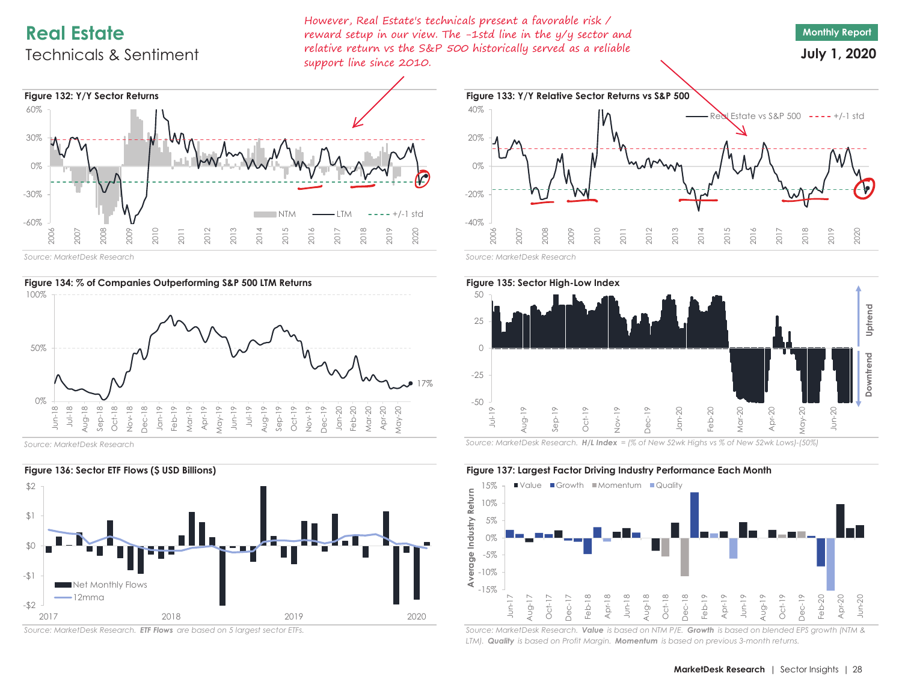# Real Estate

## Technicals & Sentiment

*However, Real Estate's technicals present a favorable risk / reward setup in our view. The -1std line in the y/y sector and relative return vs the S&P 500 historically served as a reliable support line since 2010.*

**Monthly Report**

**July 1, 2020**

**Figure 132: Y/Y Sector Returns**

Source: MarketDesk Research

**Figure 133: Y/Y Relative Sector Returns vs S&P 500**

Source: MarketDesk Research

**Figure 134: % of Companies Outperforming S&P 500 LTM Returns**

Source: MarketDesk Research

**Figure 135: Sector High-Low Index**

Source: MarketDesk Research. ***H/L Index*** *= (% of New 52wk Highs vs % of New 52wk Lows)-(50%)*

**Figure 136: Sector ETF Flows ($ USD Billions)**

Source: MarketDesk Research. ***ETF Flows*** *are based on 5 largest sector ETFs.*

**Figure 137: Largest Factor Driving Industry Performance Each Month**

Source: MarketDesk Research. ***Value*** *is based on NTM P/E.* ***Growth*** *is based on blended EPS growth (NTM & LTM).* ***Quality*** *is based on Profit Margin.* ***Momentum*** *is based on previous 3-month returns.*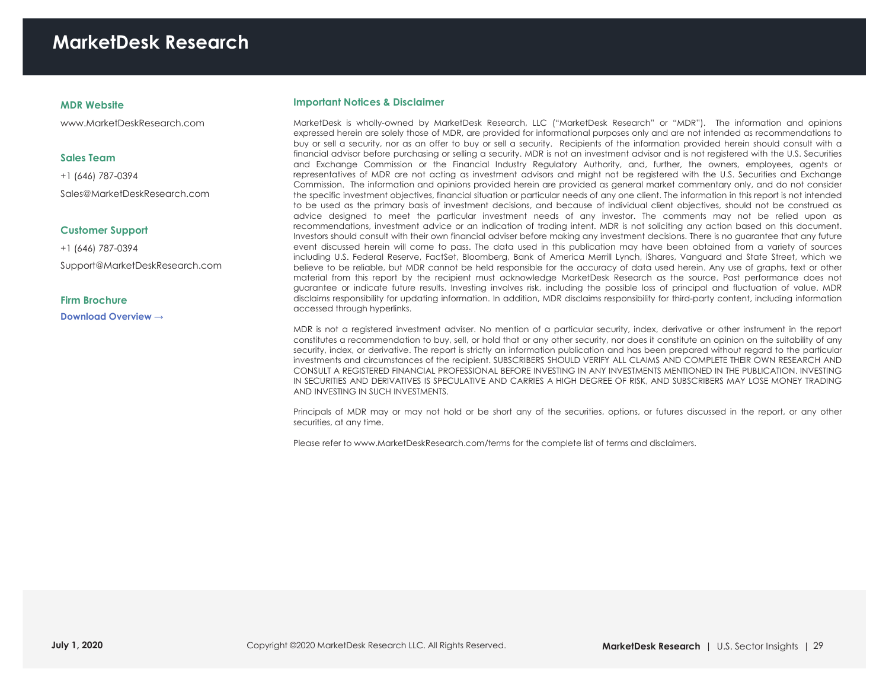# MarketDesk Research

### MDR Website

www.MarketDeskResearch.com

### Sales Team

+1 (646) 787-0394

Sales@MarketDeskResearch.com

### Customer Support

+1 (646) 787-0394

Support@MarketDeskResearch.com

### Firm Brochure

**Download Overview →**

### Important Notices & Disclaimer

MarketDesk is wholly-owned by MarketDesk Research, LLC ("MarketDesk Research" or "MDR"). The information and opinions expressed herein are solely those of MDR, are provided for informational purposes only and are not intended as recommendations to buy or sell a security, nor as an offer to buy or sell a security. Recipients of the information provided herein should consult with a financial advisor before purchasing or selling a security. MDR is not an investment advisor and is not registered with the U.S. Securities and Exchange Commission or the Financial Industry Regulatory Authority, and, further, the owners, employees, agents or representatives of MDR are not acting as investment advisors and might not be registered with the U.S. Securities and Exchange Commission. The information and opinions provided herein are provided as general market commentary only, and do not consider the specific investment objectives, financial situation or particular needs of any one client. The information in this report is not intended to be used as the primary basis of investment decisions, and because of individual client objectives, should not be construed as advice designed to meet the particular investment needs of any investor. The comments may not be relied upon as recommendations, investment advice or an indication of trading intent. MDR is not soliciting any action based on this document. Investors should consult with their own financial adviser before making any investment decisions. There is no guarantee that any future event discussed herein will come to pass. The data used in this publication may have been obtained from a variety of sources including U.S. Federal Reserve, FactSet, Bloomberg, Bank of America Merrill Lynch, iShares, Vanguard and State Street, which we believe to be reliable, but MDR cannot be held responsible for the accuracy of data used herein. Any use of graphs, text or other material from this report by the recipient must acknowledge MarketDesk Research as the source. Past performance does not guarantee or indicate future results. Investing involves risk, including the possible loss of principal and fluctuation of value. MDR disclaims responsibility for updating information. In addition, MDR disclaims responsibility for third-party content, including information accessed through hyperlinks.

MDR is not a registered investment adviser. No mention of a particular security, index, derivative or other instrument in the report constitutes a recommendation to buy, sell, or hold that or any other security, nor does it constitute an opinion on the suitability of any security, index, or derivative. The report is strictly an information publication and has been prepared without regard to the particular investments and circumstances of the recipient. SUBSCRIBERS SHOULD VERIFY ALL CLAIMS AND COMPLETE THEIR OWN RESEARCH AND CONSULT A REGISTERED FINANCIAL PROFESSIONAL BEFORE INVESTING IN ANY INVESTMENTS MENTIONED IN THE PUBLICATION. INVESTING IN SECURITIES AND DERIVATIVES IS SPECULATIVE AND CARRIES A HIGH DEGREE OF RISK, AND SUBSCRIBERS MAY LOSE MONEY TRADING AND INVESTING IN SUCH INVESTMENTS.

Principals of MDR may or may not hold or be short any of the securities, options, or futures discussed in the report, or any other securities, at any time.

Please refer to www.MarketDeskResearch.com/terms for the complete list of terms and disclaimers.

**July 1, 2020**

Copyright ©2020 MarketDesk Research LLC. All Rights Reserved.